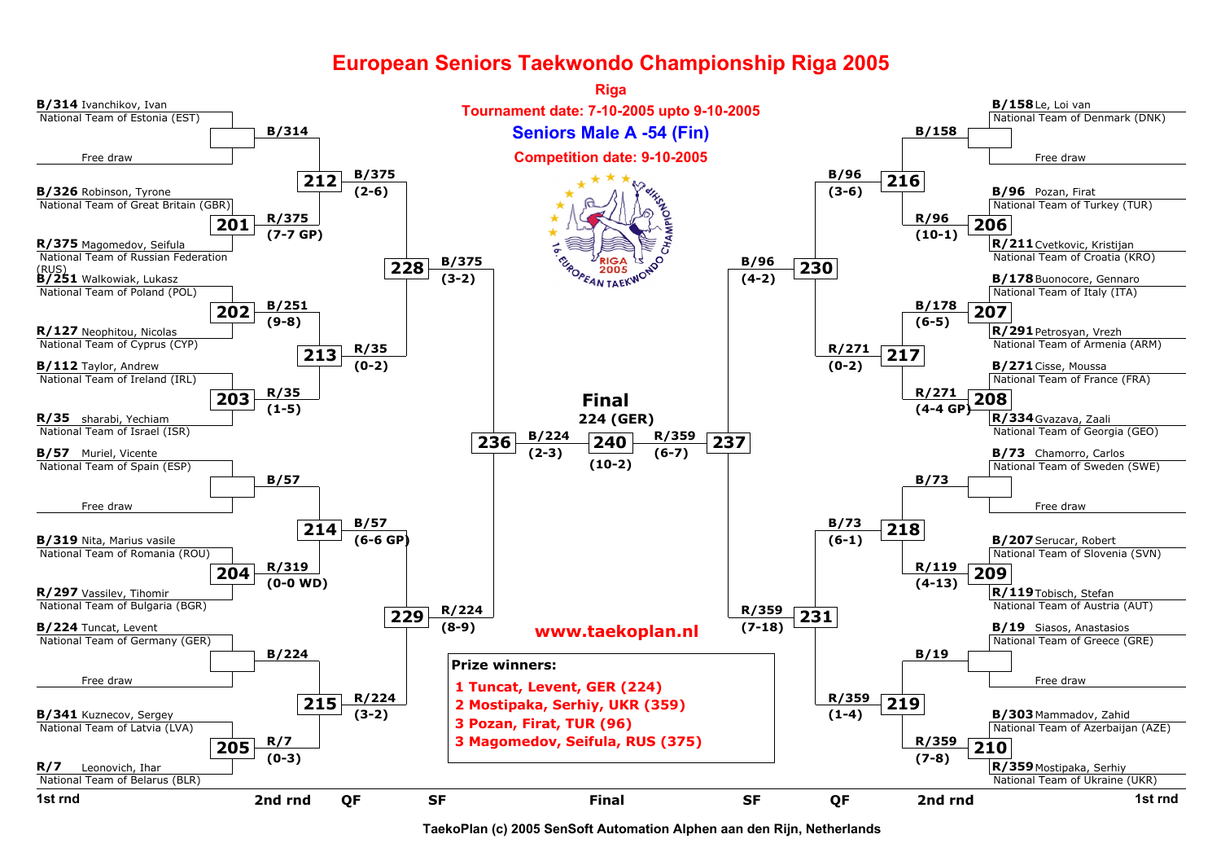# European Seniors Taekwondo Championship Riga 2005

**Riga**

**Tournament date: 7-10-2005 upto 9-10-2005**

## Seniors Male A -54 (Fin)

**Competition date: 9-10-2005**

### 1st round

| Fight | Competitors | Winner | Score |
|---|---|---|---|
| | **B/314** Ivanchikov, Ivan – National Team of Estonia (EST) vs Free draw | B/314 | |
| 201 | **B/326** Robinson, Tyrone – National Team of Great Britain (GBR) vs **R/375** Magomedov, Seifula – National Team of Russian Federation (RUS) | R/375 | (7-7 GP) |
| 202 | **B/251** Walkowiak, Lukasz – National Team of Poland (POL) vs **R/127** Neophitou, Nicolas – National Team of Cyprus (CYP) | B/251 | (9-8) |
| 203 | **B/112** Taylor, Andrew – National Team of Ireland (IRL) vs **R/35** sharabi, Yechiam – National Team of Israel (ISR) | R/35 | (1-5) |
| | **B/57** Muriel, Vicente – National Team of Spain (ESP) vs Free draw | B/57 | |
| 204 | **B/319** Nita, Marius vasile – National Team of Romania (ROU) vs **R/297** Vassilev, Tihomir – National Team of Bulgaria (BGR) | R/319 | (0-0 WD) |
| | **B/224** Tuncat, Levent – National Team of Germany (GER) vs Free draw | B/224 | |
| 205 | **B/341** Kuznecov, Sergey – National Team of Latvia (LVA) vs **R/7** Leonovich, Ihar – National Team of Belarus (BLR) | R/7 | (0-3) |
| | **B/158** Le, Loi van – National Team of Denmark (DNK) vs Free draw | B/158 | |
| 206 | **B/96** Pozan, Firat – National Team of Turkey (TUR) vs **R/211** Cvetkovic, Kristijan – National Team of Croatia (KRO) | R/96 | (10-1) |
| 207 | **B/178** Buonocore, Gennaro – National Team of Italy (ITA) vs **R/291** Petrosyan, Vrezh – National Team of Armenia (ARM) | B/178 | (6-5) |
| 208 | **B/271** Cisse, Moussa – National Team of France (FRA) vs **R/334** Gvazava, Zaali – National Team of Georgia (GEO) | R/271 | (4-4 GP) |
| | **B/73** Chamorro, Carlos – National Team of Sweden (SWE) vs Free draw | B/73 | |
| 209 | **B/207** Serucar, Robert – National Team of Slovenia (SVN) vs **R/119** Tobisch, Stefan – National Team of Austria (AUT) | R/119 | (4-13) |
| | **B/19** Siasos, Anastasios – National Team of Greece (GRE) vs Free draw | B/19 | |
| 210 | **B/303** Mammadov, Zahid – National Team of Azerbaijan (AZE) vs **R/359** Mostipaka, Serhiy – National Team of Ukraine (UKR) | R/359 | (7-8) |

### 2nd round

| Fight | Winner | Score |
|---|---|---|
| 212 | B/375 | (2-6) |
| 213 | R/35 | (0-2) |
| 214 | B/57 | (6-6 GP) |
| 215 | R/224 | (3-2) |
| 216 | B/96 | (3-6) |
| 217 | R/271 | (0-2) |
| 218 | B/73 | (6-1) |
| 219 | R/359 | (1-4) |

### QF

| Fight | Winner | Score |
|---|---|---|
| 228 | B/375 | (3-2) |
| 229 | R/224 | (8-9) |
| 230 | B/96 | (4-2) |
| 231 | R/359 | (7-18) |

### SF

| Fight | Winner | Score |
|---|---|---|
| 236 | B/224 | (2-3) |
| 237 | R/359 | (6-7) |

### Final

| Fight | Winner | Score |
|---|---|---|
| 240 | 224 (GER) | (10-2) |

www.taekoplan.nl

**Prize winners:**

1 Tuncat, Levent, GER (224)
2 Mostipaka, Serhiy, UKR (359)
3 Pozan, Firat, TUR (96)
3 Magomedov, Seifula, RUS (375)

TaekoPlan (c) 2005 SenSoft Automation Alphen aan den Rijn, Netherlands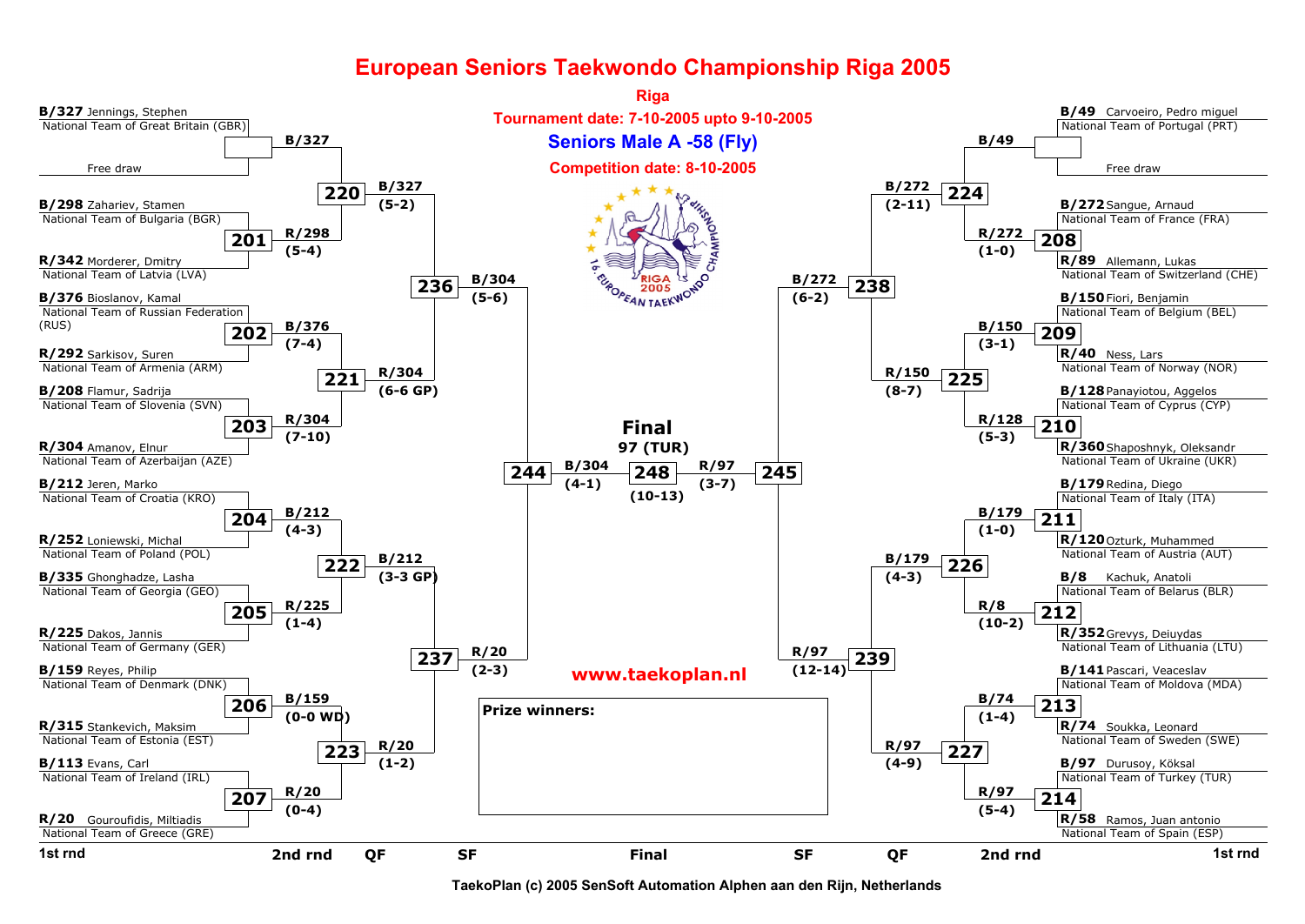# European Seniors Taekwondo Championship Riga 2005

**Riga**

**Tournament date: 7-10-2005 upto 9-10-2005**

## Seniors Male A -58 (Fly)

**Competition date: 8-10-2005**

### 1st round (left side)

| Match | Competitor 1 | Competitor 2 | Winner | Score |
|---|---|---|---|---|
| | **B/327** Jennings, Stephen – National Team of Great Britain (GBR) | Free draw | B/327 | |
| 201 | **B/298** Zahariev, Stamen – National Team of Bulgaria (BGR) | **R/342** Morderer, Dmitry – National Team of Latvia (LVA) | R/298 | (5-4) |
| 202 | **B/376** Bioslanov, Kamal – National Team of Russian Federation (RUS) | **R/292** Sarkisov, Suren – National Team of Armenia (ARM) | B/376 | (7-4) |
| 203 | **B/208** Flamur, Sadrija – National Team of Slovenia (SVN) | **R/304** Amanov, Elnur – National Team of Azerbaijan (AZE) | R/304 | (7-10) |
| 204 | **B/212** Jeren, Marko – National Team of Croatia (KRO) | **R/252** Loniewski, Michal – National Team of Poland (POL) | B/212 | (4-3) |
| 205 | **B/335** Ghonghadze, Lasha – National Team of Georgia (GEO) | **R/225** Dakos, Jannis – National Team of Germany (GER) | R/225 | (1-4) |
| 206 | **B/159** Reyes, Philip – National Team of Denmark (DNK) | **R/315** Stankevich, Maksim – National Team of Estonia (EST) | B/159 | (0-0 WD) |
| 207 | **B/113** Evans, Carl – National Team of Ireland (IRL) | **R/20** Gouroufidis, Miltiadis – National Team of Greece (GRE) | R/20 | (0-4) |

### 1st round (right side)

| Match | Competitor 1 | Competitor 2 | Winner | Score |
|---|---|---|---|---|
| | **B/49** Carvoeiro, Pedro miguel – National Team of Portugal (PRT) | Free draw | B/49 | |
| 208 | **B/272** Sangue, Arnaud – National Team of France (FRA) | **R/89** Allemann, Lukas – National Team of Switzerland (CHE) | R/272 | (1-0) |
| 209 | **B/150** Fiori, Benjamin – National Team of Belgium (BEL) | **R/40** Ness, Lars – National Team of Norway (NOR) | B/150 | (3-1) |
| 210 | **B/128** Panayiotou, Aggelos – National Team of Cyprus (CYP) | **R/360** Shaposhnyk, Oleksandr – National Team of Ukraine (UKR) | R/128 | (5-3) |
| 211 | **B/179** Redina, Diego – National Team of Italy (ITA) | **R/120** Ozturk, Muhammed – National Team of Austria (AUT) | B/179 | (1-0) |
| 212 | **B/8** Kachuk, Anatoli – National Team of Belarus (BLR) | **R/352** Grevys, Deiuydas – National Team of Lithuania (LTU) | R/8 | (10-2) |
| 213 | **B/141** Pascari, Veaceslav – National Team of Moldova (MDA) | **R/74** Soukka, Leonard – National Team of Sweden (SWE) | B/74 | (1-4) |
| 214 | **B/97** Durusoy, Köksal – National Team of Turkey (TUR) | **R/58** Ramos, Juan antonio – National Team of Spain (ESP) | R/97 | (5-4) |

### 2nd round

| Match | Winner | Score |
|---|---|---|
| 220 | B/327 | (5-2) |
| 221 | R/304 | (6-6 GP) |
| 222 | B/212 | (3-3 GP) |
| 223 | R/20 | (1-2) |
| 224 | B/272 | (2-11) |
| 225 | R/150 | (8-7) |
| 226 | B/179 | (4-3) |
| 227 | R/97 | (4-9) |

### QF

| Match | Winner | Score |
|---|---|---|
| 236 | B/304 | (5-6) |
| 237 | R/20 | (2-3) |
| 238 | B/272 | (6-2) |
| 239 | R/97 | (12-14) |

### SF

| Match | Winner | Score |
|---|---|---|
| 244 | B/304 | (4-1) |
| 245 | R/97 | (3-7) |

### Final

| Match | Winner | Score |
|---|---|---|
| 248 | 97 (TUR) | (10-13) |

www.taekoplan.nl

**Prize winners:**

TaekoPlan (c) 2005 SenSoft Automation Alphen aan den Rijn, Netherlands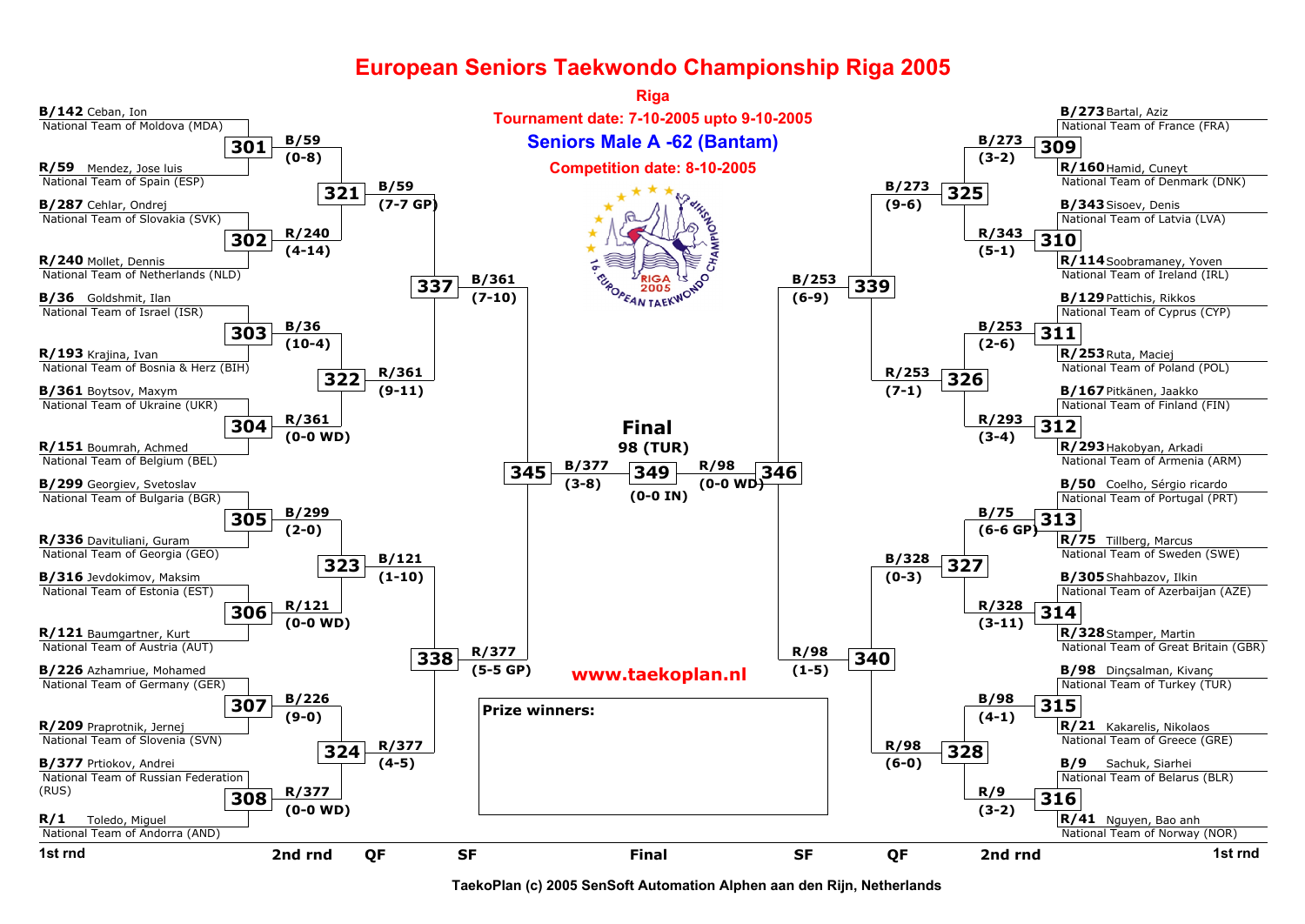# European Seniors Taekwondo Championship Riga 2005

**Riga**

**Tournament date: 7-10-2005 upto 9-10-2005**

## Seniors Male A -62 (Bantam)

**Competition date: 8-10-2005**

### 1st round (left side)

| Match | Blue | Red | Winner |
|---|---|---|---|
| 301 | B/142 Ceban, Ion – National Team of Moldova (MDA) | R/59 Mendez, Jose luis – National Team of Spain (ESP) | B/59 (0-8) |
| 302 | B/287 Cehlar, Ondrej – National Team of Slovakia (SVK) | R/240 Mollet, Dennis – National Team of Netherlands (NLD) | R/240 (4-14) |
| 303 | B/36 Goldshmit, Ilan – National Team of Israel (ISR) | R/193 Krajina, Ivan – National Team of Bosnia & Herz (BIH) | B/36 (10-4) |
| 304 | B/361 Boytsov, Maxym – National Team of Ukraine (UKR) | R/151 Boumrah, Achmed – National Team of Belgium (BEL) | R/361 (0-0 WD) |
| 305 | B/299 Georgiev, Svetoslav – National Team of Bulgaria (BGR) | R/336 Davituliani, Guram – National Team of Georgia (GEO) | B/299 (2-0) |
| 306 | B/316 Jevdokimov, Maksim – National Team of Estonia (EST) | R/121 Baumgartner, Kurt – National Team of Austria (AUT) | R/121 (0-0 WD) |
| 307 | B/226 Azhamriue, Mohamed – National Team of Germany (GER) | R/209 Praprotnik, Jernej – National Team of Slovenia (SVN) | B/226 (9-0) |
| 308 | B/377 Prtiokov, Andrei – National Team of Russian Federation (RUS) | R/1 Toledo, Miguel – National Team of Andorra (AND) | R/377 (0-0 WD) |

### 1st round (right side)

| Match | Blue | Red | Winner |
|---|---|---|---|
| 309 | B/273 Bartal, Aziz – National Team of France (FRA) | R/160 Hamid, Cuneyt – National Team of Denmark (DNK) | B/273 (3-2) |
| 310 | B/343 Sisoev, Denis – National Team of Latvia (LVA) | R/114 Soobramaney, Yoven – National Team of Ireland (IRL) | R/343 (5-1) |
| 311 | B/129 Pattichis, Rikkos – National Team of Cyprus (CYP) | R/253 Ruta, Maciej – National Team of Poland (POL) | B/253 (2-6) |
| 312 | B/167 Pitkänen, Jaakko – National Team of Finland (FIN) | R/293 Hakobyan, Arkadi – National Team of Armenia (ARM) | R/293 (3-4) |
| 313 | B/50 Coelho, Sérgio ricardo – National Team of Portugal (PRT) | R/75 Tillberg, Marcus – National Team of Sweden (SWE) | B/75 (6-6 GP) |
| 314 | B/305 Shahbazov, Ilkin – National Team of Azerbaijan (AZE) | R/328 Stamper, Martin – National Team of Great Britain (GBR) | R/328 (3-11) |
| 315 | B/98 Dinçsalman, Kivanç – National Team of Turkey (TUR) | R/21 Kakarelis, Nikolaos – National Team of Greece (GRE) | B/98 (4-1) |
| 316 | B/9 Sachuk, Siarhei – National Team of Belarus (BLR) | R/41 Nguyen, Bao anh – National Team of Norway (NOR) | R/9 (3-2) |

### 2nd round

| Match | Winner |
|---|---|
| 321 | B/59 (7-7 GP) |
| 322 | R/361 (9-11) |
| 323 | B/121 (1-10) |
| 324 | R/377 (4-5) |
| 325 | B/273 (9-6) |
| 326 | R/253 (7-1) |
| 327 | B/328 (0-3) |
| 328 | R/98 (6-0) |

### Quarterfinals

| Match | Winner |
|---|---|
| 337 | B/361 (7-10) |
| 338 | R/377 (5-5 GP) |
| 339 | B/253 (6-9) |
| 340 | R/98 (1-5) |

### Semifinals

| Match | Winner |
|---|---|
| 345 | B/377 (3-8) |
| 346 | R/98 (0-0 WD) |

### Final

| Match | Winner |
|---|---|
| 349 | 98 (TUR) (0-0 IN) |

www.taekoplan.nl

**Prize winners:**

1st rnd | 2nd rnd | QF | SF | Final | SF | QF | 2nd rnd | 1st rnd

TaekoPlan (c) 2005 SenSoft Automation Alphen aan den Rijn, Netherlands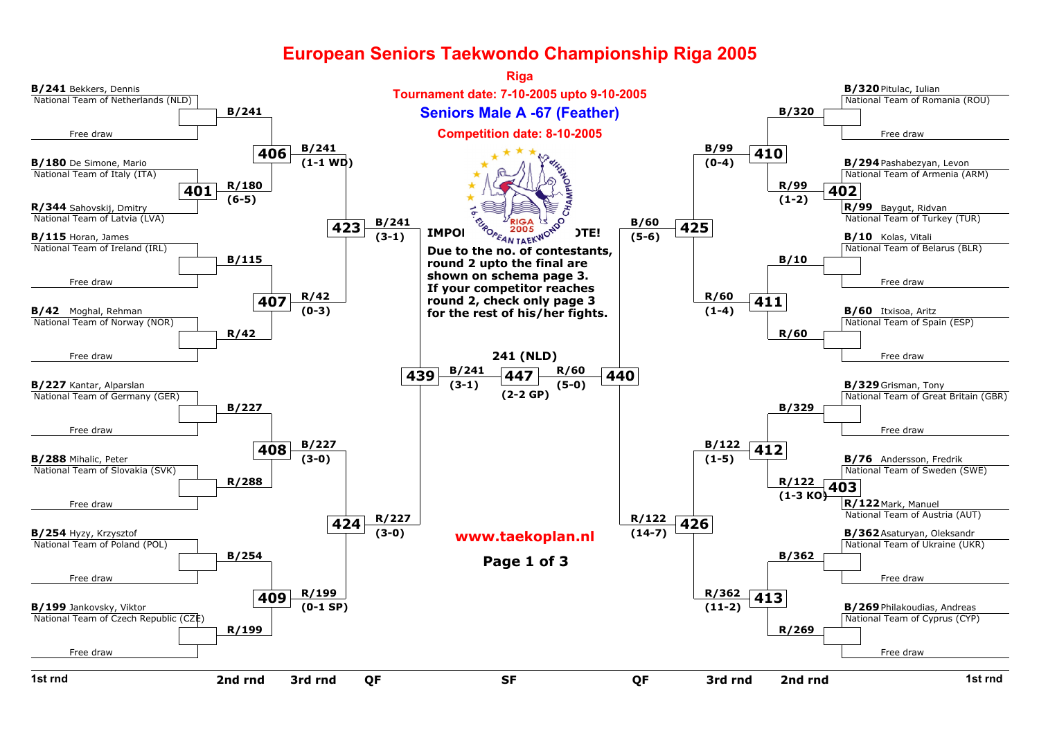# European Seniors Taekwondo Championship Riga 2005

**Riga**

**Tournament date: 7-10-2005 upto 9-10-2005**

## Seniors Male A -67 (Feather)

**Competition date: 8-10-2005**

**IMPORTANT NOTE!**
**Due to the no. of contestants, round 2 upto the final are shown on schema page 3. If your competitor reaches round 2, check only page 3 for the rest of his/her fights.**

### 1st round – left side

| 1st rnd | 2nd rnd | 3rd rnd | QF | SF |
|---|---|---|---|---|
| B/241 Bekkers, Dennis – National Team of Netherlands (NLD) / Free draw | B/241 | | | |
| | 406: B/241 (1-1 WD) | | | |
| B/180 De Simone, Mario – National Team of Italy (ITA) / R/344 Sahovskij, Dmitry – National Team of Latvia (LVA) | 401: R/180 (6-5) | | | |
| | | 423: B/241 (3-1) | | |
| B/115 Horan, James – National Team of Ireland (IRL) / Free draw | B/115 | | | |
| | 407: R/42 (0-3) | | | |
| B/42 Moghal, Rehman – National Team of Norway (NOR) / Free draw | R/42 | | | |
| | | | 439: B/241 (3-1) | |
| B/227 Kantar, Alparslan – National Team of Germany (GER) / Free draw | B/227 | | | |
| | 408: B/227 (3-0) | | | |
| B/288 Mihalic, Peter – National Team of Slovakia (SVK) / Free draw | R/288 | | | |
| | | 424: R/227 (3-0) | | |
| B/254 Hyzy, Krzysztof – National Team of Poland (POL) / Free draw | B/254 | | | |
| | 409: R/199 (0-1 SP) | | | |
| B/199 Jankovsky, Viktor – National Team of Czech Republic (CZE) / Free draw | R/199 | | | |

### 1st round – right side

| 1st rnd | 2nd rnd | 3rd rnd | QF | SF |
|---|---|---|---|---|
| B/320 Pitulac, Iulian – National Team of Romania (ROU) / Free draw | B/320 | | | |
| | 410: B/99 (0-4) | | | |
| B/294 Pashabezyan, Levon – National Team of Armenia (ARM) / R/99 Baygut, Ridvan – National Team of Turkey (TUR) | 402: R/99 (1-2) | | | |
| | | 425: B/60 (5-6) | | |
| B/10 Kolas, Vitali – National Team of Belarus (BLR) / Free draw | B/10 | | | |
| | 411: R/60 (1-4) | | | |
| B/60 Itxisoa, Aritz – National Team of Spain (ESP) / Free draw | R/60 | | | |
| | | | 440: R/60 (5-0) | |
| B/329 Grisman, Tony – National Team of Great Britain (GBR) / Free draw | B/329 | | | |
| | 412: B/122 (1-5) | | | |
| B/76 Andersson, Fredrik – National Team of Sweden (SWE) / R/122 Mark, Manuel – National Team of Austria (AUT) | 403: R/122 (1-3 KO) | | | |
| | | 426: R/122 (14-7) | | |
| B/362 Asaturyan, Oleksandr – National Team of Ukraine (UKR) / Free draw | B/362 | | | |
| | 413: R/362 (11-2) | | | |
| B/269 Philakoudias, Andreas – National Team of Cyprus (CYP) / Free draw | R/269 | | | |

### Final

447: B/241 (3-1) vs R/60 (5-0) — Winner: **241 (NLD)** (2-2 GP)

**www.taekoplan.nl**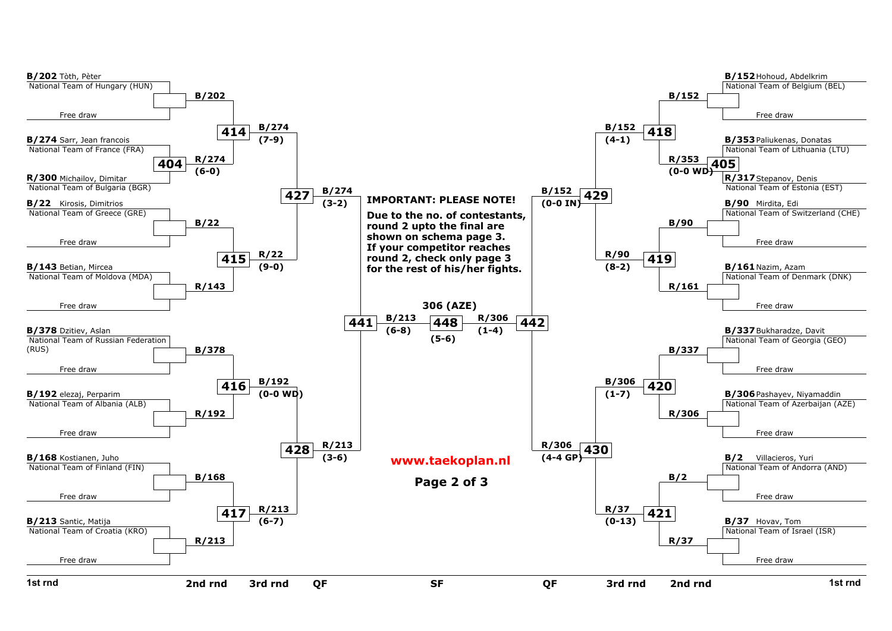**IMPORTANT: PLEASE NOTE!**

**Due to the no. of contestants, round 2 upto the final are shown on schema page 3. If your competitor reaches round 2, check only page 3 for the rest of his/her fights.**

**www.taekoplan.nl**

## Left side

| 1st rnd | 2nd rnd | 3rd rnd | QF | SF |
|---|---|---|---|---|
| **B/202** Tòth, Pèter – National Team of Hungary (HUN) / Free draw | **B/202** | | | |
| **404**: **B/274** Sarr, Jean francois – National Team of France (FRA) vs **R/300** Michailov, Dimitar – National Team of Bulgaria (BGR) | **R/274** (6-0) | **414**: **B/274** (7-9) | | |
| **B/22** Kirosis, Dimitrios – National Team of Greece (GRE) / Free draw | **B/22** | | **427**: **B/274** (3-2) | |
| **B/143** Betian, Mircea – National Team of Moldova (MDA) / Free draw | **R/143** | **415**: **R/22** (9-0) | | |
| **B/378** Dzitiev, Aslan – National Team of Russian Federation (RUS) / Free draw | **B/378** | | | **441**: **B/213** (6-8) |
| **B/192** elezaj, Perparim – National Team of Albania (ALB) / Free draw | **R/192** | **416**: **B/192** (0-0 WD) | | |
| **B/168** Kostianen, Juho – National Team of Finland (FIN) / Free draw | **B/168** | | **428**: **R/213** (3-6) | |
| **B/213** Santic, Matija – National Team of Croatia (KRO) / Free draw | **R/213** | **417**: **R/213** (6-7) | | |

## Final

**448**: **B/213** vs **R/306** (5-6) — Winner: **306 (AZE)**

## Right side

| 1st rnd | 2nd rnd | 3rd rnd | QF | SF |
|---|---|---|---|---|
| **B/152** Hohoud, Abdelkrim – National Team of Belgium (BEL) / Free draw | **B/152** | | | |
| **405**: **B/353** Paliukenas, Donatas – National Team of Lithuania (LTU) vs **R/317** Stepanov, Denis – National Team of Estonia (EST) | **R/353** (0-0 WD) | **418**: **B/152** (4-1) | | |
| **B/90** Mirdita, Edi – National Team of Switzerland (CHE) / Free draw | **B/90** | | **429**: **B/152** (0-0 IN) | |
| **B/161** Nazim, Azam – National Team of Denmark (DNK) / Free draw | **R/161** | **419**: **R/90** (8-2) | | |
| **B/337** Bukharadze, Davit – National Team of Georgia (GEO) / Free draw | **B/337** | | | **442**: **R/306** (1-4) |
| **B/306** Pashayev, Niyamaddin – National Team of Azerbaijan (AZE) / Free draw | **R/306** | **420**: **B/306** (1-7) | | |
| **B/2** Villacieros, Yuri – National Team of Andorra (AND) / Free draw | **B/2** | | **430**: **R/306** (4-4 GP) | |
| **B/37** Hovav, Tom – National Team of Israel (ISR) / Free draw | **R/37** | **421**: **R/37** (0-13) | | |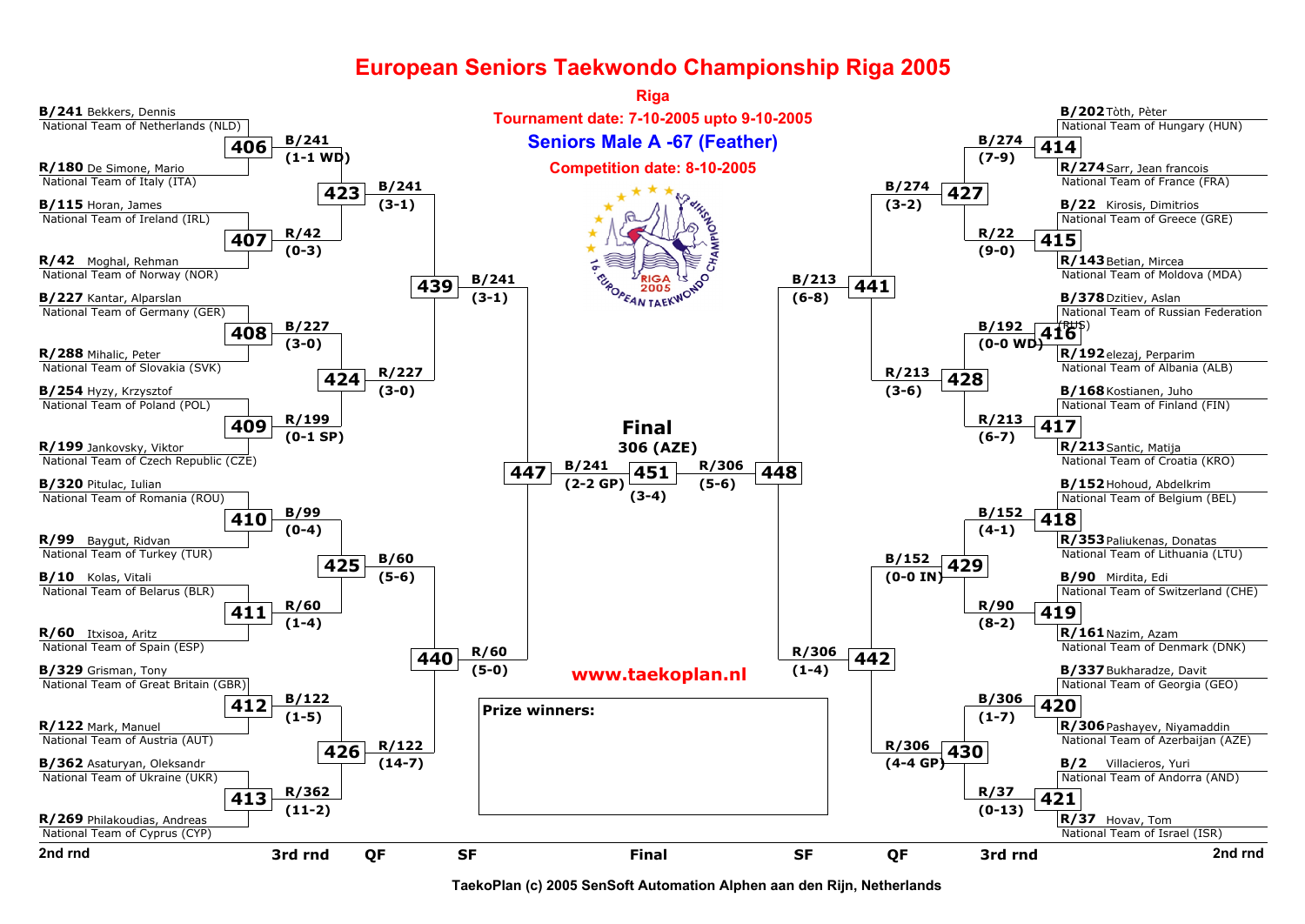# European Seniors Taekwondo Championship Riga 2005

**Riga**

**Tournament date: 7-10-2005 upto 9-10-2005**

## Seniors Male A -67 (Feather)

**Competition date: 8-10-2005**

### 2nd rnd

| Competitor | Team |
| --- | --- |
| B/241 Bekkers, Dennis | National Team of Netherlands (NLD) |
| R/180 De Simone, Mario | National Team of Italy (ITA) |
| B/115 Horan, James | National Team of Ireland (IRL) |
| R/42 Moghal, Rehman | National Team of Norway (NOR) |
| B/227 Kantar, Alparslan | National Team of Germany (GER) |
| R/288 Mihalic, Peter | National Team of Slovakia (SVK) |
| B/254 Hyzy, Krzysztof | National Team of Poland (POL) |
| R/199 Jankovsky, Viktor | National Team of Czech Republic (CZE) |
| B/320 Pitulac, Iulian | National Team of Romania (ROU) |
| R/99 Baygut, Ridvan | National Team of Turkey (TUR) |
| B/10 Kolas, Vitali | National Team of Belarus (BLR) |
| R/60 Itxisoa, Aritz | National Team of Spain (ESP) |
| B/329 Grisman, Tony | National Team of Great Britain (GBR) |
| R/122 Mark, Manuel | National Team of Austria (AUT) |
| B/362 Asaturyan, Oleksandr | National Team of Ukraine (UKR) |
| R/269 Philakoudias, Andreas | National Team of Cyprus (CYP) |
| B/202 Tòth, Pèter | National Team of Hungary (HUN) |
| R/274 Sarr, Jean francois | National Team of France (FRA) |
| B/22 Kirosis, Dimitrios | National Team of Greece (GRE) |
| R/143 Betian, Mircea | National Team of Moldova (MDA) |
| B/378 Dzitiev, Aslan | National Team of Russian Federation (RUS) |
| R/192 elezaj, Perparim | National Team of Albania (ALB) |
| B/168 Kostianen, Juho | National Team of Finland (FIN) |
| R/213 Santic, Matija | National Team of Croatia (KRO) |
| B/152 Hohoud, Abdelkrim | National Team of Belgium (BEL) |
| R/353 Paliukenas, Donatas | National Team of Lithuania (LTU) |
| B/90 Mirdita, Edi | National Team of Switzerland (CHE) |
| R/161 Nazim, Azam | National Team of Denmark (DNK) |
| B/337 Bukharadze, Davit | National Team of Georgia (GEO) |
| R/306 Pashayev, Niyamaddin | National Team of Azerbaijan (AZE) |
| B/2 Villacieros, Yuri | National Team of Andorra (AND) |
| R/37 Hovav, Tom | National Team of Israel (ISR) |

### Results

| Round | Match | Winner | Score |
| --- | --- | --- | --- |
| 3rd rnd | 406 | B/241 | (1-1 WD) |
| 3rd rnd | 407 | R/42 | (0-3) |
| 3rd rnd | 408 | B/227 | (3-0) |
| 3rd rnd | 409 | R/199 | (0-1 SP) |
| 3rd rnd | 410 | B/99 | (0-4) |
| 3rd rnd | 411 | R/60 | (1-4) |
| 3rd rnd | 412 | B/122 | (1-5) |
| 3rd rnd | 413 | R/362 | (11-2) |
| 3rd rnd | 414 | B/274 | (7-9) |
| 3rd rnd | 415 | R/22 | (9-0) |
| 3rd rnd | 416 | B/192 | (0-0 WD) |
| 3rd rnd | 417 | R/213 | (6-7) |
| 3rd rnd | 418 | B/152 | (4-1) |
| 3rd rnd | 419 | R/90 | (8-2) |
| 3rd rnd | 420 | B/306 | (1-7) |
| 3rd rnd | 421 | R/37 | (0-13) |
| QF | 423 | B/241 | (3-1) |
| QF | 424 | R/227 | (3-0) |
| QF | 425 | B/60 | (5-6) |
| QF | 426 | R/122 | (14-7) |
| QF | 427 | B/274 | (3-2) |
| QF | 428 | R/213 | (3-6) |
| QF | 429 | B/152 | (0-0 IN) |
| QF | 430 | R/306 | (4-4 GP) |
| SF | 439 | B/241 | (3-1) |
| SF | 440 | R/60 | (5-0) |
| SF | 441 | B/213 | (6-8) |
| SF | 442 | R/306 | (1-4) |
| Final | 447 | B/241 | (2-2 GP) |
| Final | 448 | R/306 | (5-6) |
| Final | 451 | 306 (AZE) | (3-4) |

**Final**

306 (AZE)

**Prize winners:**

www.taekoplan.nl

TaekoPlan (c) 2005 SenSoft Automation Alphen aan den Rijn, Netherlands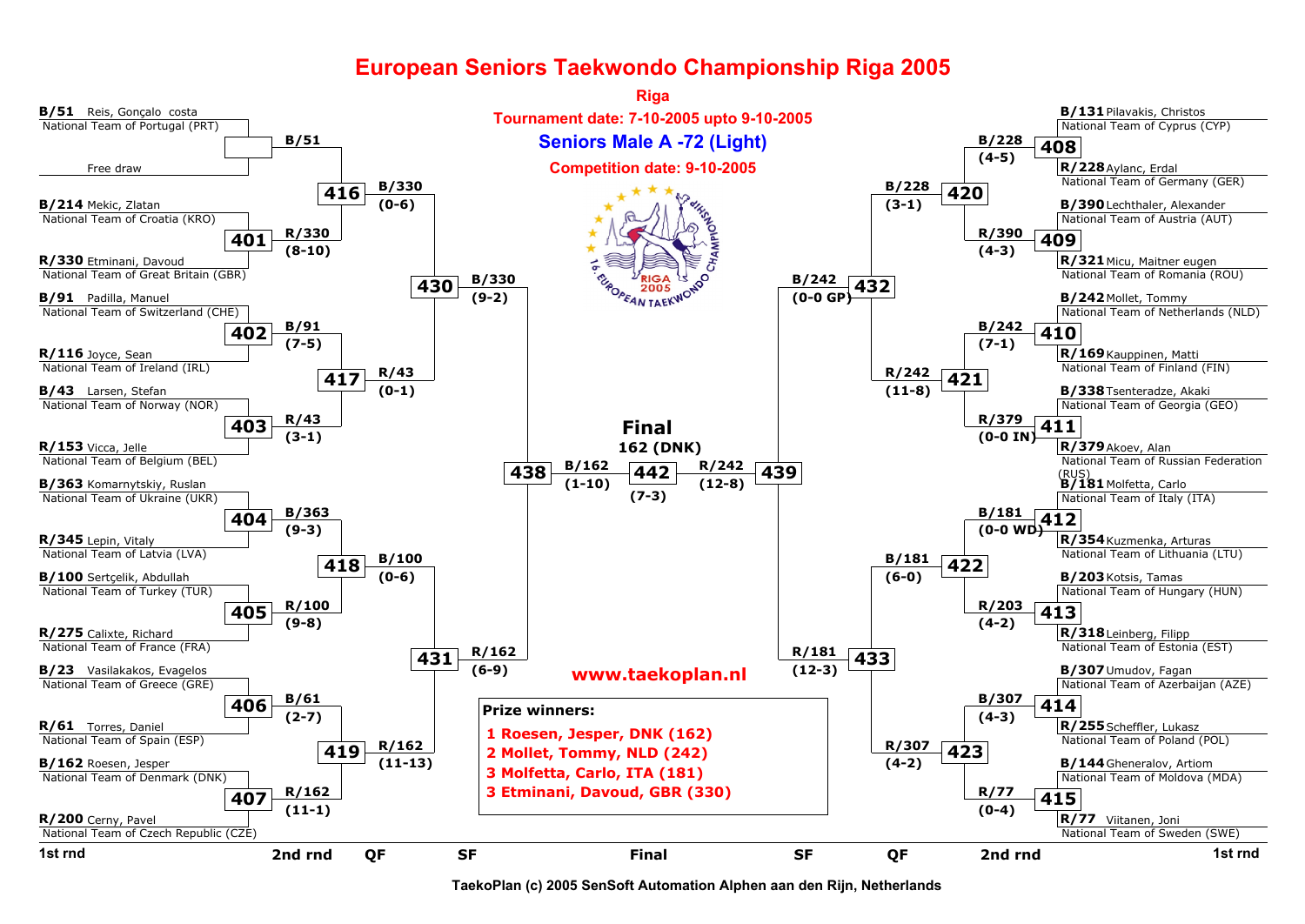# European Seniors Taekwondo Championship Riga 2005

**Riga**

**Tournament date: 7-10-2005 upto 9-10-2005**

## Seniors Male A -72 (Light)

**Competition date: 9-10-2005**

### 1st round – left side

| Match | Blue | Red | Winner (score) |
|---|---|---|---|
| — | B/51 Reis, Gonçalo costa – National Team of Portugal (PRT) | Free draw | B/51 |
| 401 | B/214 Mekic, Zlatan – National Team of Croatia (KRO) | R/330 Etminani, Davoud – National Team of Great Britain (GBR) | R/330 (8-10) |
| 402 | B/91 Padilla, Manuel – National Team of Switzerland (CHE) | R/116 Joyce, Sean – National Team of Ireland (IRL) | B/91 (7-5) |
| 403 | B/43 Larsen, Stefan – National Team of Norway (NOR) | R/153 Vicca, Jelle – National Team of Belgium (BEL) | R/43 (3-1) |
| 404 | B/363 Komarnytskiy, Ruslan – National Team of Ukraine (UKR) | R/345 Lepin, Vitaly – National Team of Latvia (LVA) | B/363 (9-3) |
| 405 | B/100 Sertçelik, Abdullah – National Team of Turkey (TUR) | R/275 Calixte, Richard – National Team of France (FRA) | R/100 (9-8) |
| 406 | B/23 Vasilakakos, Evagelos – National Team of Greece (GRE) | R/61 Torres, Daniel – National Team of Spain (ESP) | B/61 (2-7) |
| 407 | B/162 Roesen, Jesper – National Team of Denmark (DNK) | R/200 Cerny, Pavel – National Team of Czech Republic (CZE) | R/162 (11-1) |

### 1st round – right side

| Match | Blue | Red | Winner (score) |
|---|---|---|---|
| 408 | B/131 Pilavakis, Christos – National Team of Cyprus (CYP) | R/228 Aylanc, Erdal – National Team of Germany (GER) | B/228 (4-5) |
| 409 | B/390 Lechthaler, Alexander – National Team of Austria (AUT) | R/321 Micu, Maitner eugen – National Team of Romania (ROU) | R/390 (4-3) |
| 410 | B/242 Mollet, Tommy – National Team of Netherlands (NLD) | R/169 Kauppinen, Matti – National Team of Finland (FIN) | B/242 (7-1) |
| 411 | B/338 Tsenteradze, Akaki – National Team of Georgia (GEO) | R/379 Akoev, Alan – National Team of Russian Federation (RUS) | R/379 (0-0 IN) |
| 412 | B/181 Molfetta, Carlo – National Team of Italy (ITA) | R/354 Kuzmenka, Arturas – National Team of Lithuania (LTU) | B/181 (0-0 WD) |
| 413 | B/203 Kotsis, Tamas – National Team of Hungary (HUN) | R/318 Leinberg, Filipp – National Team of Estonia (EST) | R/203 (4-2) |
| 414 | B/307 Umudov, Fagan – National Team of Azerbaijan (AZE) | R/255 Scheffler, Lukasz – National Team of Poland (POL) | B/307 (4-3) |
| 415 | B/144 Gheneralov, Artiom – National Team of Moldova (MDA) | R/77 Viitanen, Joni – National Team of Sweden (SWE) | R/77 (0-4) |

### 2nd round

| Match | Winner (score) |
|---|---|
| 416 | B/330 (0-6) |
| 417 | R/43 (0-1) |
| 418 | B/100 (0-6) |
| 419 | R/162 (11-13) |
| 420 | B/228 (3-1) |
| 421 | R/242 (11-8) |
| 422 | B/181 (6-0) |
| 423 | R/307 (4-2) |

### QF

| Match | Winner (score) |
|---|---|
| 430 | B/330 (9-2) |
| 431 | R/162 (6-9) |
| 432 | B/242 (0-0 GP) |
| 433 | R/181 (12-3) |

### SF

| Match | Winner (score) |
|---|---|
| 438 | B/162 (1-10) |
| 439 | R/242 (12-8) |

### Final

| Match | Winner (score) |
|---|---|
| 442 | 162 (DNK) (7-3) |

www.taekoplan.nl

**Prize winners:**

1 Roesen, Jesper, DNK (162)
2 Mollet, Tommy, NLD (242)
3 Molfetta, Carlo, ITA (181)
3 Etminani, Davoud, GBR (330)

TaekoPlan (c) 2005 SenSoft Automation Alphen aan den Rijn, Netherlands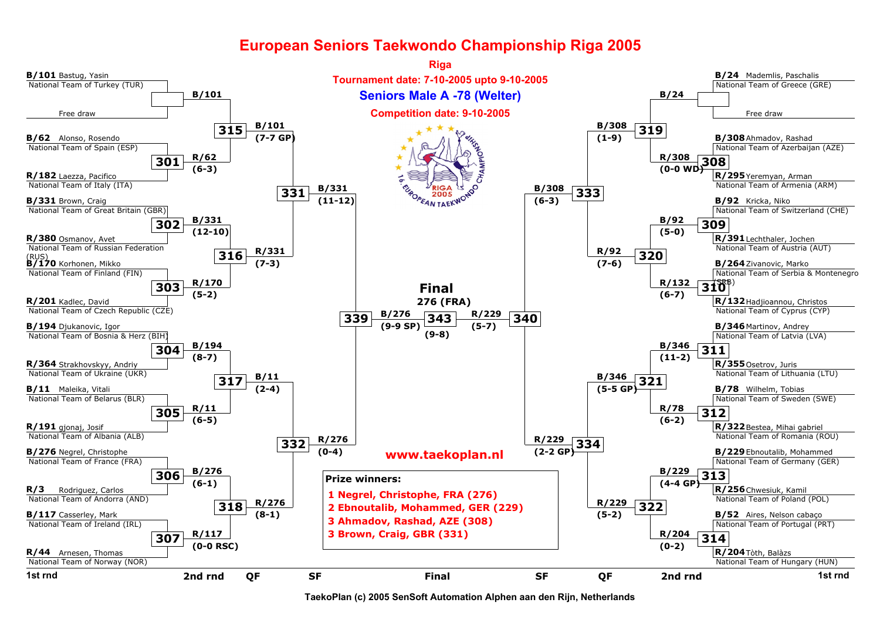# European Seniors Taekwondo Championship Riga 2005

**Riga**

**Tournament date: 7-10-2005 upto 9-10-2005**

**Seniors Male A -78 (Welter)**

**Competition date: 9-10-2005**

## 1st rnd (left side)

- B/101 Bastug, Yasin — National Team of Turkey (TUR)
- Free draw
- B/62 Alonso, Rosendo — National Team of Spain (ESP)
- R/182 Laezza, Pacifico — National Team of Italy (ITA)
- B/331 Brown, Craig — National Team of Great Britain (GBR)
- R/380 Osmanov, Avet — National Team of Russian Federation (RUS)
- B/170 Korhonen, Mikko — National Team of Finland (FIN)
- R/201 Kadlec, David — National Team of Czech Republic (CZE)
- B/194 Djukanovic, Igor — National Team of Bosnia & Herz (BIH)
- R/364 Strakhovskyy, Andriy — National Team of Ukraine (UKR)
- B/11 Maleika, Vitali — National Team of Belarus (BLR)
- R/191 gjonaj, Josif — National Team of Albania (ALB)
- B/276 Negrel, Christophe — National Team of France (FRA)
- R/3 Rodriguez, Carlos — National Team of Andorra (AND)
- B/117 Casserley, Mark — National Team of Ireland (IRL)
- R/44 Arnesen, Thomas — National Team of Norway (NOR)

## 1st rnd (right side)

- B/24 Mademlis, Paschalis — National Team of Greece (GRE)
- Free draw
- B/308 Ahmadov, Rashad — National Team of Azerbaijan (AZE)
- R/295 Yeremyan, Arman — National Team of Armenia (ARM)
- B/92 Kricka, Niko — National Team of Switzerland (CHE)
- R/391 Lechthaler, Jochen — National Team of Austria (AUT)
- B/264 Zivanovic, Marko — National Team of Serbia & Montenegro (SRB)
- R/132 Hadjioannou, Christos — National Team of Cyprus (CYP)
- B/346 Martinov, Andrey — National Team of Latvia (LVA)
- R/355 Osetrov, Juris — National Team of Lithuania (LTU)
- B/78 Wilhelm, Tobias — National Team of Sweden (SWE)
- R/322 Bestea, Mihai gabriel — National Team of Romania (ROU)
- B/229 Ebnoutalib, Mohammed — National Team of Germany (GER)
- R/256 Chwesiuk, Kamil — National Team of Poland (POL)
- B/52 Aires, Nelson cabaço — National Team of Portugal (PRT)
- R/204 Tòth, Balàzs — National Team of Hungary (HUN)

## Results

| Round | Match | Winner | Score |
|---|---|---|---|
| 1st rnd | 301 | R/62 | (6-3) |
| 1st rnd | 302 | B/331 | (12-10) |
| 1st rnd | 303 | R/170 | (5-2) |
| 1st rnd | 304 | B/194 | (8-7) |
| 1st rnd | 305 | R/11 | (6-5) |
| 1st rnd | 306 | B/276 | (6-1) |
| 1st rnd | 307 | R/117 | (0-0 RSC) |
| 1st rnd | 308 | R/308 | (0-0 WD) |
| 1st rnd | 309 | B/92 | (5-0) |
| 1st rnd | 310 | R/132 | (6-7) |
| 1st rnd | 311 | B/346 | (11-2) |
| 1st rnd | 312 | R/78 | (6-2) |
| 1st rnd | 313 | B/229 | (4-4 GP) |
| 1st rnd | 314 | R/204 | (0-2) |
| 2nd rnd | 315 | B/101 | (7-7 GP) |
| 2nd rnd | 316 | R/331 | (7-3) |
| 2nd rnd | 317 | B/11 | (2-4) |
| 2nd rnd | 318 | R/276 | (8-1) |
| 2nd rnd | 319 | B/308 | (1-9) |
| 2nd rnd | 320 | R/92 | (7-6) |
| 2nd rnd | 321 | B/346 | (5-5 GP) |
| 2nd rnd | 322 | R/229 | (5-2) |
| QF | 331 | B/331 | (11-12) |
| QF | 332 | R/276 | (0-4) |
| QF | 333 | B/308 | (6-3) |
| QF | 334 | R/229 | (2-2 GP) |
| SF | 339 | B/276 | (9-9 SP) |
| SF | 340 | R/229 | (5-7) |
| Final | 343 | 276 (FRA) | (9-8) |

**Final**
276 (FRA)

www.taekoplan.nl

**Prize winners:**

1 Negrel, Christophe, FRA (276)
2 Ebnoutalib, Mohammed, GER (229)
3 Ahmadov, Rashad, AZE (308)
3 Brown, Craig, GBR (331)

1st rnd | 2nd rnd | QF | SF | Final | SF | QF | 2nd rnd | 1st rnd

TaekoPlan (c) 2005 SenSoft Automation Alphen aan den Rijn, Netherlands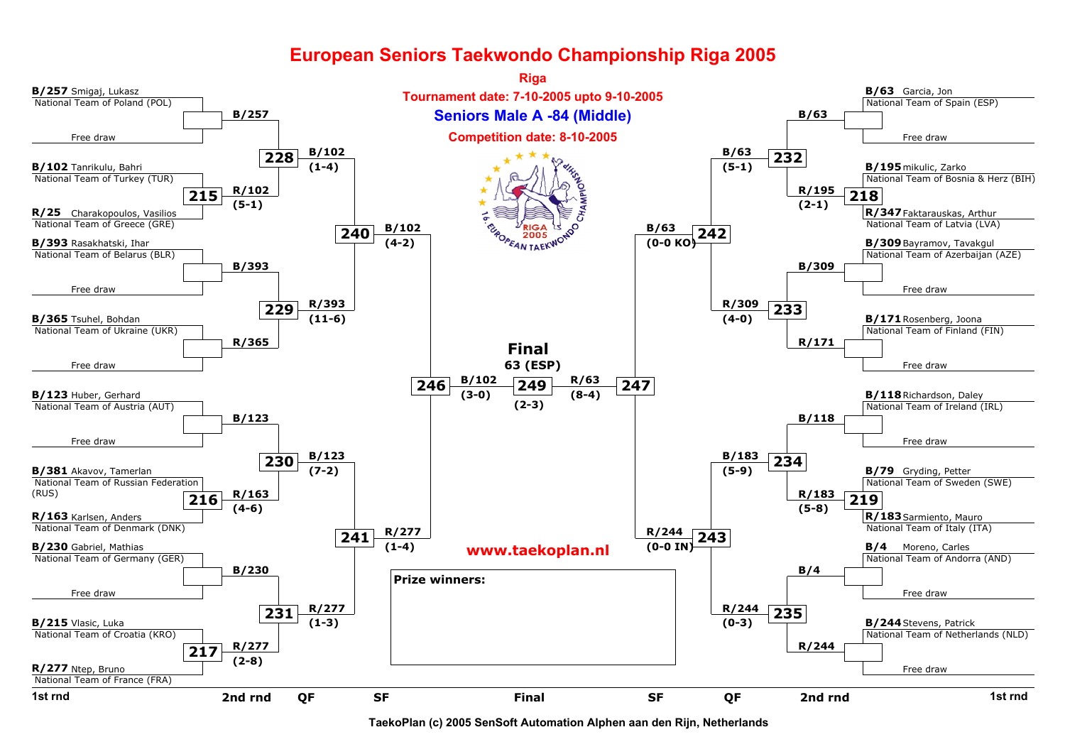# European Seniors Taekwondo Championship Riga 2005

**Riga**

**Tournament date: 7-10-2005 upto 9-10-2005**

## Seniors Male A -84 (Middle)

**Competition date: 8-10-2005**

### 1st round (left side)

- **B/257** Smigaj, Lukasz — National Team of Poland (POL) vs Free draw
- **B/102** Tanrikulu, Bahri — National Team of Turkey (TUR) vs **R/25** Charakopoulos, Vasilios — National Team of Greece (GRE) — Match 215: R/102 (5-1)
- **B/393** Rasakhatski, Ihar — National Team of Belarus (BLR) vs Free draw
- **B/365** Tsuhel, Bohdan — National Team of Ukraine (UKR) vs Free draw
- **B/123** Huber, Gerhard — National Team of Austria (AUT) vs Free draw
- **B/381** Akavov, Tamerlan — National Team of Russian Federation (RUS) vs **R/163** Karlsen, Anders — National Team of Denmark (DNK) — Match 216: R/163 (4-6)
- **B/230** Gabriel, Mathias — National Team of Germany (GER) vs Free draw
- **B/215** Vlasic, Luka — National Team of Croatia (KRO) vs **R/277** Ntep, Bruno — National Team of France (FRA) — Match 217: R/277 (2-8)

### 1st round (right side)

- **B/63** Garcia, Jon — National Team of Spain (ESP) vs Free draw
- **B/195** mikulic, Zarko — National Team of Bosnia & Herz (BIH) vs **R/347** Faktarauskas, Arthur — National Team of Latvia (LVA) — Match 218: R/195 (2-1)
- **B/309** Bayramov, Tavakgul — National Team of Azerbaijan (AZE) vs Free draw
- **B/171** Rosenberg, Joona — National Team of Finland (FIN) vs Free draw
- **B/118** Richardson, Daley — National Team of Ireland (IRL) vs Free draw
- **B/79** Gryding, Petter — National Team of Sweden (SWE) vs **R/183** Sarmiento, Mauro — National Team of Italy (ITA) — Match 219: R/183 (5-8)
- **B/4** Moreno, Carles — National Team of Andorra (AND) vs Free draw
- **B/244** Stevens, Patrick — National Team of Netherlands (NLD) vs Free draw

### 2nd round

- Match 228: B/257 vs R/102 — B/102 (1-4)
- Match 229: B/393 vs R/365 — R/393 (11-6)
- Match 230: B/123 vs R/163 — B/123 (7-2)
- Match 231: B/230 vs R/277 — R/277 (1-3)
- Match 232: B/63 vs R/195 — B/63 (5-1)
- Match 233: B/309 vs R/171 — R/309 (4-0)
- Match 234: B/118 vs R/183 — B/183 (5-9)
- Match 235: B/4 vs R/244 — R/244 (0-3)

### QF

- Match 240: B/102 vs R/393 — B/102 (4-2)
- Match 241: B/123 vs R/277 — R/277 (1-4)
- Match 242: B/63 vs R/309 — B/63 (0-0 KO)
- Match 243: B/183 vs R/244 — R/244 (0-0 IN)

### SF

- Match 246: B/102 vs R/277 — B/102 (3-0)
- Match 247: B/63 vs R/244 — R/63 (8-4)

### Final

- Match 249: B/102 vs R/63 — (2-3)
- **Final: 63 (ESP)**

**www.taekoplan.nl**

**Prize winners:**

1st rnd | 2nd rnd | QF | SF | Final | SF | QF | 2nd rnd | 1st rnd

TaekoPlan (c) 2005 SenSoft Automation Alphen aan den Rijn, Netherlands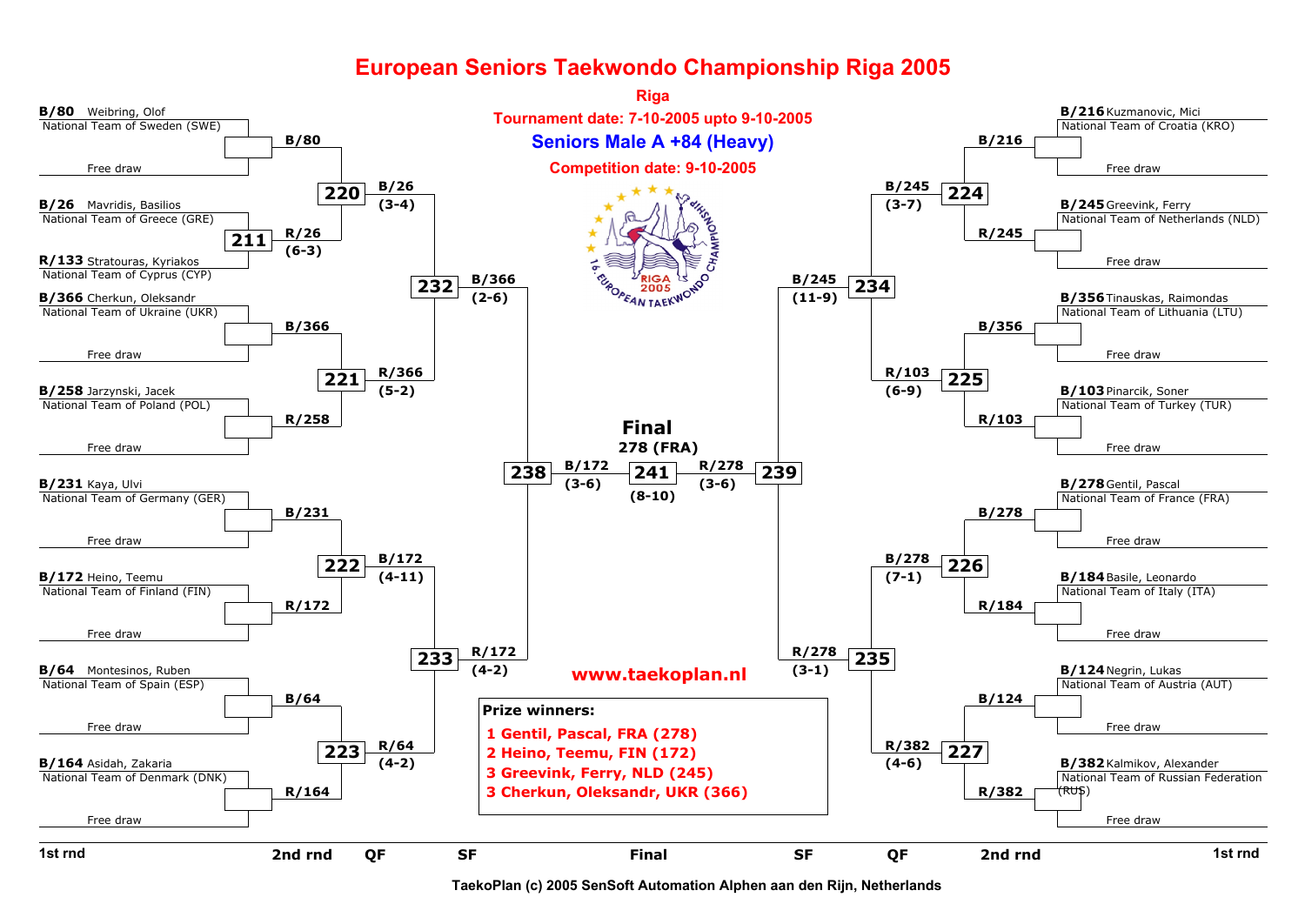# European Seniors Taekwondo Championship Riga 2005

**Riga**

**Tournament date: 7-10-2005 upto 9-10-2005**

## Seniors Male A +84 (Heavy)

**Competition date: 9-10-2005**

### 1st round (left side)

- **B/80** Weibring, Olof — National Team of Sweden (SWE) — Free draw
- **B/26** Mavridis, Basilios — National Team of Greece (GRE)
- **R/133** Stratouras, Kyriakos — National Team of Cyprus (CYP)
- **B/366** Cherkun, Oleksandr — National Team of Ukraine (UKR) — Free draw
- **B/258** Jarzynski, Jacek — National Team of Poland (POL) — Free draw
- **B/231** Kaya, Ulvi — National Team of Germany (GER) — Free draw
- **B/172** Heino, Teemu — National Team of Finland (FIN) — Free draw
- **B/64** Montesinos, Ruben — National Team of Spain (ESP) — Free draw
- **B/164** Asidah, Zakaria — National Team of Denmark (DNK) — Free draw

### 1st round (right side)

- **B/216** Kuzmanovic, Mici — National Team of Croatia (KRO) — Free draw
- **B/245** Greevink, Ferry — National Team of Netherlands (NLD) — Free draw
- **B/356** Tinauskas, Raimondas — National Team of Lithuania (LTU) — Free draw
- **B/103** Pinarcik, Soner — National Team of Turkey (TUR) — Free draw
- **B/278** Gentil, Pascal — National Team of France (FRA) — Free draw
- **B/184** Basile, Leonardo — National Team of Italy (ITA) — Free draw
- **B/124** Negrin, Lukas — National Team of Austria (AUT) — Free draw
- **B/382** Kalmikov, Alexander — National Team of Russian Federation (RUS) — Free draw

### Matches

| Match | Round | Blue | Red | Winner (score) |
|---|---|---|---|---|
| 211 | 1st rnd | B/26 | R/133 | R/26 (6-3) |
| 220 | 2nd rnd | B/80 | R/26 | B/26 (3-4) |
| 221 | 2nd rnd | B/366 | R/258 | R/366 (5-2) |
| 222 | 2nd rnd | B/231 | R/172 | B/172 (4-11) |
| 223 | 2nd rnd | B/64 | R/164 | R/64 (4-2) |
| 224 | 2nd rnd | B/216 | R/245 | B/245 (3-7) |
| 225 | 2nd rnd | B/356 | R/103 | R/103 (6-9) |
| 226 | 2nd rnd | B/278 | R/184 | B/278 (7-1) |
| 227 | 2nd rnd | B/124 | R/382 | R/382 (4-6) |
| 232 | QF | B/26 | R/366 | B/366 (2-6) |
| 233 | QF | B/172 | R/64 | R/172 (4-2) |
| 234 | QF | B/245 | R/103 | B/245 (11-9) |
| 235 | QF | B/278 | R/382 | R/278 (3-1) |
| 238 | SF | B/366 | R/172 | B/172 (3-6) |
| 239 | SF | B/245 | R/278 | R/278 (3-6) |
| 241 | Final | B/172 | R/278 | 278 (FRA) (8-10) |

**Final**
278 (FRA)

www.taekoplan.nl

**Prize winners:**

1 Gentil, Pascal, FRA (278)
2 Heino, Teemu, FIN (172)
3 Greevink, Ferry, NLD (245)
3 Cherkun, Oleksandr, UKR (366)

1st rnd | 2nd rnd | QF | SF | Final | SF | QF | 2nd rnd | 1st rnd

TaekoPlan (c) 2005 SenSoft Automation Alphen aan den Rijn, Netherlands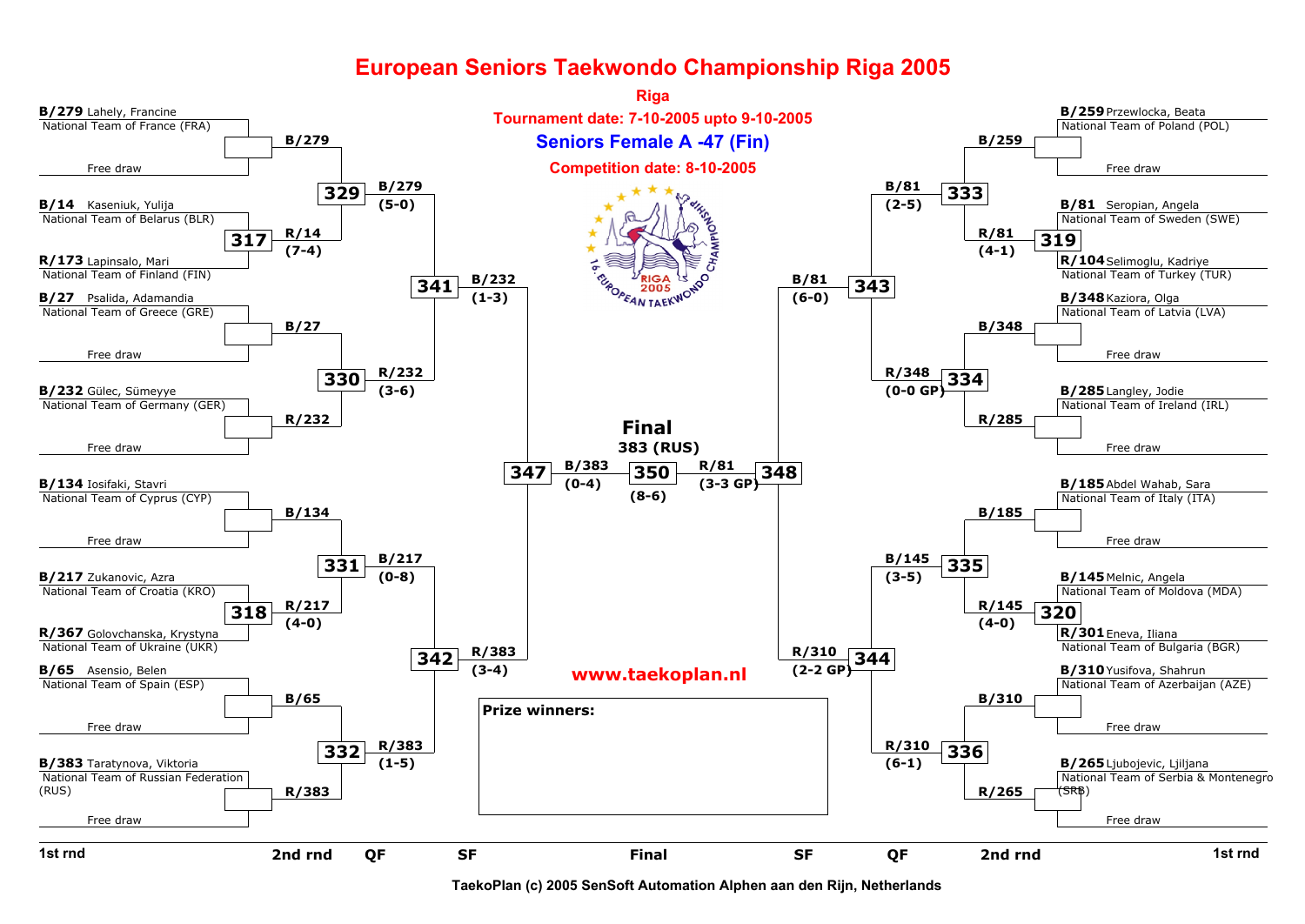# European Seniors Taekwondo Championship Riga 2005

**Riga**

**Tournament date: 7-10-2005 upto 9-10-2005**

## Seniors Female A -47 (Fin)

**Competition date: 8-10-2005**

### 1st round entries (left side)

- **B/279** Lahely, Francine — National Team of France (FRA) — Free draw
- **B/14** Kaseniuk, Yulija — National Team of Belarus (BLR)
- **R/173** Lapinsalo, Mari — National Team of Finland (FIN)
- **B/27** Psalida, Adamandia — National Team of Greece (GRE) — Free draw
- **B/232** Gülec, Sümeyye — National Team of Germany (GER) — Free draw
- **B/134** Iosifaki, Stavri — National Team of Cyprus (CYP) — Free draw
- **B/217** Zukanovic, Azra — National Team of Croatia (KRO)
- **R/367** Golovchanska, Krystyna — National Team of Ukraine (UKR)
- **B/65** Asensio, Belen — National Team of Spain (ESP) — Free draw
- **B/383** Taratynova, Viktoria — National Team of Russian Federation (RUS) — Free draw

### 1st round entries (right side)

- **B/259** Przewlocka, Beata — National Team of Poland (POL) — Free draw
- **B/81** Seropian, Angela — National Team of Sweden (SWE)
- **R/104** Selimoglu, Kadriye — National Team of Turkey (TUR)
- **B/348** Kaziora, Olga — National Team of Latvia (LVA) — Free draw
- **B/285** Langley, Jodie — National Team of Ireland (IRL) — Free draw
- **B/185** Abdel Wahab, Sara — National Team of Italy (ITA) — Free draw
- **B/145** Melnic, Angela — National Team of Moldova (MDA)
- **R/301** Eneva, Iliana — National Team of Bulgaria (BGR)
- **B/310** Yusifova, Shahrun — National Team of Azerbaijan (AZE) — Free draw
- **B/265** Ljubojevic, Ljiljana — National Team of Serbia & Montenegro (SRB) — Free draw

### Matches

| Match | Round | Blue | Red | Winner | Score |
|---|---|---|---|---|---|
| 317 | 1st rnd | B/14 | R/173 | R/14 | 7-4 |
| 318 | 1st rnd | B/217 | R/367 | R/217 | 4-0 |
| 319 | 1st rnd | B/81 | R/104 | R/81 | 4-1 |
| 320 | 1st rnd | B/145 | R/301 | R/145 | 4-0 |
| 329 | 2nd rnd | B/279 | R/14 | B/279 | 5-0 |
| 330 | 2nd rnd | B/27 | R/232 | R/232 | 3-6 |
| 331 | 2nd rnd | B/134 | R/217 | B/217 | 0-8 |
| 332 | 2nd rnd | B/65 | R/383 | R/383 | 1-5 |
| 333 | 2nd rnd | B/259 | R/81 | B/81 | 2-5 |
| 334 | 2nd rnd | B/348 | R/285 | R/348 | 0-0 GP |
| 335 | 2nd rnd | B/185 | R/145 | B/145 | 3-5 |
| 336 | 2nd rnd | B/310 | R/265 | R/310 | 6-1 |
| 341 | QF | B/279 | R/232 | B/232 | 1-3 |
| 342 | QF | B/217 | R/383 | R/383 | 3-4 |
| 343 | QF | B/81 | R/348 | B/81 | 6-0 |
| 344 | QF | B/145 | R/310 | R/310 | 2-2 GP |
| 347 | SF | B/232 | R/383 | B/383 | 0-4 |
| 348 | SF | B/81 | R/310 | R/81 | 3-3 GP |
| 350 | Final | B/383 | R/81 | 383 (RUS) | 8-6 |

**Final**
**383 (RUS)**

www.taekoplan.nl

**Prize winners:**

TaekoPlan (c) 2005 SenSoft Automation Alphen aan den Rijn, Netherlands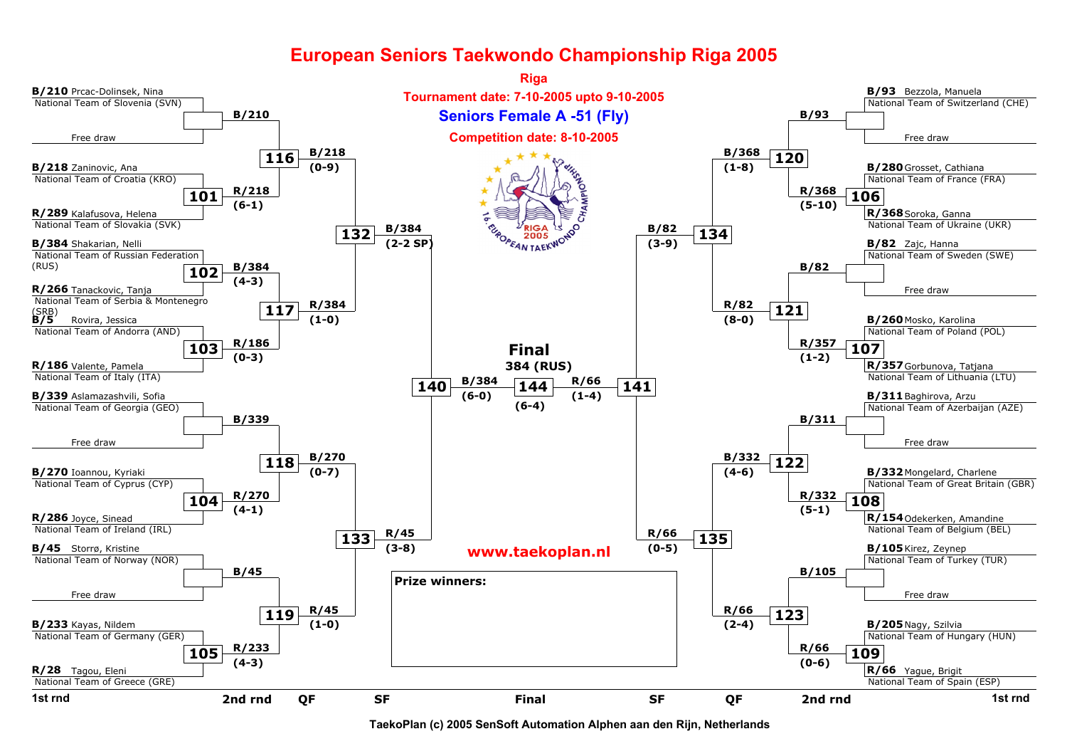# European Seniors Taekwondo Championship Riga 2005

**Riga**

**Tournament date: 7-10-2005 upto 9-10-2005**

## Seniors Female A -51 (Fly)

**Competition date: 8-10-2005**

### 1st round (left side)

| Match | Blue | Red | Winner |
|---|---|---|---|
| — | B/210 Prcac-Dolinsek, Nina – National Team of Slovenia (SVN) | Free draw | B/210 |
| 101 | B/218 Zaninovic, Ana – National Team of Croatia (KRO) | R/289 Kalafusova, Helena – National Team of Slovakia (SVK) | R/218 (6-1) |
| 102 | B/384 Shakarian, Nelli – National Team of Russian Federation (RUS) | R/266 Tanackovic, Tanja – National Team of Serbia & Montenegro (SRB) | B/384 (4-3) |
| 103 | B/5 Rovira, Jessica – National Team of Andorra (AND) | R/186 Valente, Pamela – National Team of Italy (ITA) | R/186 (0-3) |
| — | B/339 Aslamazashvili, Sofia – National Team of Georgia (GEO) | Free draw | B/339 |
| 104 | B/270 Ioannou, Kyriaki – National Team of Cyprus (CYP) | R/286 Joyce, Sinead – National Team of Ireland (IRL) | R/270 (4-1) |
| — | B/45 Storrø, Kristine – National Team of Norway (NOR) | Free draw | B/45 |
| 105 | B/233 Kayas, Nildem – National Team of Germany (GER) | R/28 Tagou, Eleni – National Team of Greece (GRE) | R/233 (4-3) |

### 1st round (right side)

| Match | Blue | Red | Winner |
|---|---|---|---|
| — | B/93 Bezzola, Manuela – National Team of Switzerland (CHE) | Free draw | B/93 |
| 106 | B/280 Grosset, Cathiana – National Team of France (FRA) | R/368 Soroka, Ganna – National Team of Ukraine (UKR) | R/368 (5-10) |
| — | B/82 Zajc, Hanna – National Team of Sweden (SWE) | Free draw | B/82 |
| 107 | B/260 Mosko, Karolina – National Team of Poland (POL) | R/357 Gorbunova, Tatjana – National Team of Lithuania (LTU) | R/357 (1-2) |
| — | B/311 Baghirova, Arzu – National Team of Azerbaijan (AZE) | Free draw | B/311 |
| 108 | B/332 Mongelard, Charlene – National Team of Great Britain (GBR) | R/154 Odekerken, Amandine – National Team of Belgium (BEL) | R/332 (5-1) |
| — | B/105 Kirez, Zeynep – National Team of Turkey (TUR) | Free draw | B/105 |
| 109 | B/205 Nagy, Szilvia – National Team of Hungary (HUN) | R/66 Yague, Brigit – National Team of Spain (ESP) | R/66 (0-6) |

### 2nd round

| Match | Winner |
|---|---|
| 116 | B/218 (0-9) |
| 117 | R/384 (1-0) |
| 118 | B/270 (0-7) |
| 119 | R/45 (1-0) |
| 120 | B/368 (1-8) |
| 121 | R/82 (8-0) |
| 122 | B/332 (4-6) |
| 123 | R/66 (2-4) |

### Quarterfinals

| Match | Winner |
|---|---|
| 132 | B/384 (2-2 SP) |
| 133 | R/45 (3-8) |
| 134 | B/82 (3-9) |
| 135 | R/66 (0-5) |

### Semifinals

| Match | Winner |
|---|---|
| 140 | B/384 (6-0) |
| 141 | R/66 (1-4) |

### Final

| Match | Winner |
|---|---|
| 144 | 384 (RUS) (6-4) |

**www.taekoplan.nl**

**Prize winners:**

1st rnd | 2nd rnd | QF | SF | Final | SF | QF | 2nd rnd | 1st rnd

TaekoPlan (c) 2005 SenSoft Automation Alphen aan den Rijn, Netherlands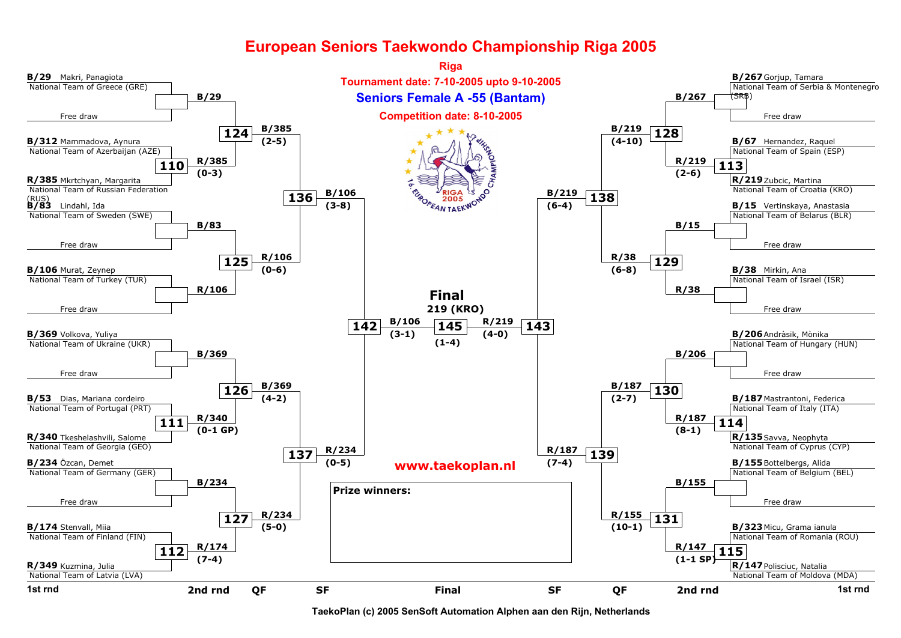# European Seniors Taekwondo Championship Riga 2005

**Riga**

**Tournament date: 7-10-2005 upto 9-10-2005**

## Seniors Female A -55 (Bantam)

**Competition date: 8-10-2005**

### Left side of the bracket

| 1st rnd | 2nd rnd | QF | SF |
|---|---|---|---|
| B/29 Makri, Panagiota – National Team of Greece (GRE) vs. Free draw | B/29 | | |
| B/312 Mammadova, Aynura – National Team of Azerbaijan (AZE) vs. R/385 Mkrtchyan, Margarita – National Team of Russian Federation (RUS) (match 110) | R/385 (0-3) | | |
| Match 124: B/29 vs. R/385 | | B/385 (2-5) | |
| B/83 Lindahl, Ida – National Team of Sweden (SWE) vs. Free draw | B/83 | | |
| B/106 Murat, Zeynep – National Team of Turkey (TUR) vs. Free draw | R/106 | | |
| Match 125: B/83 vs. R/106 | | R/106 (0-6) | |
| Match 136: B/385 vs. R/106 | | | B/106 (3-8) |
| B/369 Volkova, Yuliya – National Team of Ukraine (UKR) vs. Free draw | B/369 | | |
| B/53 Dias, Mariana cordeiro – National Team of Portugal (PRT) vs. R/340 Tkeshelashvili, Salome – National Team of Georgia (GEO) (match 111) | R/340 (0-1 GP) | | |
| Match 126: B/369 vs. R/340 | | B/369 (4-2) | |
| B/234 Özcan, Demet – National Team of Germany (GER) vs. Free draw | B/234 | | |
| B/174 Stenvall, Miia – National Team of Finland (FIN) vs. R/349 Kuzmina, Julia – National Team of Latvia (LVA) (match 112) | R/174 (7-4) | | |
| Match 127: B/234 vs. R/174 | | R/234 (5-0) | |
| Match 137: B/369 vs. R/234 | | | R/234 (0-5) |
| Match 142: B/106 vs. R/234 | | | B/106 (3-1) |

### Right side of the bracket

| 1st rnd | 2nd rnd | QF | SF |
|---|---|---|---|
| B/267 Gorjup, Tamara – National Team of Serbia & Montenegro (SRB) vs. Free draw | B/267 | | |
| B/67 Hernandez, Raquel – National Team of Spain (ESP) vs. R/219 Zubcic, Martina – National Team of Croatia (KRO) (match 113) | R/219 (2-6) | | |
| Match 128: B/267 vs. R/219 | | B/219 (4-10) | |
| B/15 Vertinskaya, Anastasia – National Team of Belarus (BLR) vs. Free draw | B/15 | | |
| B/38 Mirkin, Ana – National Team of Israel (ISR) vs. Free draw | R/38 | | |
| Match 129: B/15 vs. R/38 | | R/38 (6-8) | |
| Match 138: B/219 vs. R/38 | | | B/219 (6-4) |
| B/206 Andràsik, Mònika – National Team of Hungary (HUN) vs. Free draw | B/206 | | |
| B/187 Mastrantoni, Federica – National Team of Italy (ITA) vs. R/135 Savva, Neophyta – National Team of Cyprus (CYP) (match 114) | R/187 (8-1) | | |
| Match 130: B/206 vs. R/187 | | B/187 (2-7) | |
| B/155 Bottelbergs, Alida – National Team of Belgium (BEL) vs. Free draw | B/155 | | |
| B/323 Micu, Grama ianula – National Team of Romania (ROU) vs. R/147 Polisciuc, Natalia – National Team of Moldova (MDA) (match 115) | R/147 (1-1 SP) | | |
| Match 131: B/155 vs. R/147 | | R/155 (10-1) | |
| Match 139: B/187 vs. R/155 | | | R/187 (7-4) |
| Match 143: B/219 vs. R/187 | | | R/219 (4-0) |

### Final

Match 145: B/106 vs. R/219 (1-4)

**Final: 219 (KRO)**

**Prize winners:**

www.taekoplan.nl

TaekoPlan (c) 2005 SenSoft Automation Alphen aan den Rijn, Netherlands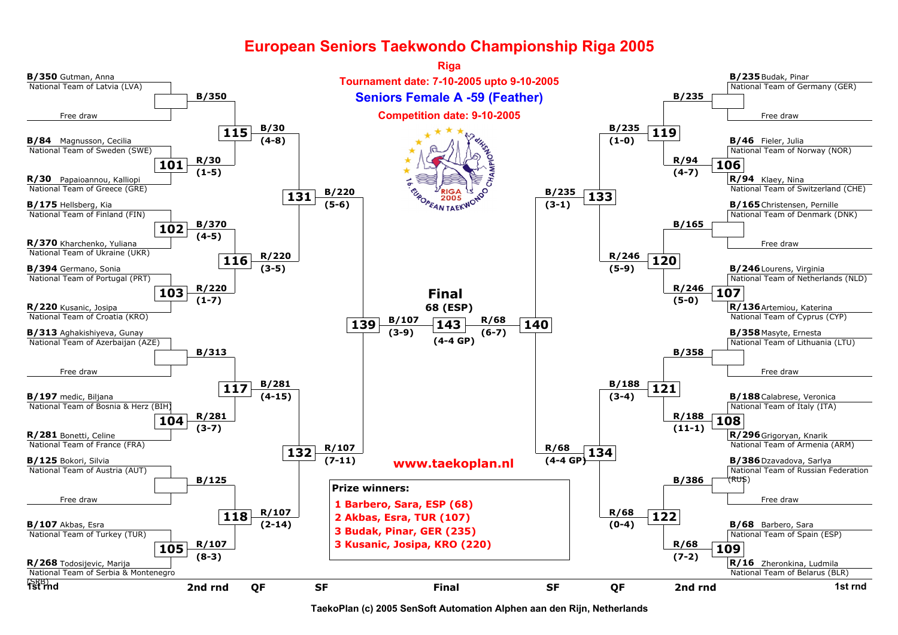# European Seniors Taekwondo Championship Riga 2005

**Riga**

**Tournament date: 7-10-2005 upto 9-10-2005**

## Seniors Female A -59 (Feather)

**Competition date: 9-10-2005**

### 1st round

| Fight | Blue | Red | Winner | Score |
|---|---|---|---|---|
| | B/350 Gutman, Anna – National Team of Latvia (LVA) | Free draw | B/350 | |
| 101 | B/84 Magnusson, Cecilia – National Team of Sweden (SWE) | R/30 Papaioannou, Kalliopi – National Team of Greece (GRE) | R/30 | (1-5) |
| 102 | B/175 Hellsberg, Kia – National Team of Finland (FIN) | R/370 Kharchenko, Yuliana – National Team of Ukraine (UKR) | B/370 | (4-5) |
| 103 | B/394 Germano, Sonia – National Team of Portugal (PRT) | R/220 Kusanic, Josipa – National Team of Croatia (KRO) | R/220 | (1-7) |
| | B/313 Aghakishiyeva, Gunay – National Team of Azerbaijan (AZE) | Free draw | B/313 | |
| 104 | B/197 medic, Biljana – National Team of Bosnia & Herz (BIH) | R/281 Bonetti, Celine – National Team of France (FRA) | R/281 | (3-7) |
| | B/125 Bokori, Silvia – National Team of Austria (AUT) | Free draw | B/125 | |
| 105 | B/107 Akbas, Esra – National Team of Turkey (TUR) | R/268 Todosijevic, Marija – National Team of Serbia & Montenegro (SRB) | R/107 | (8-3) |
| | B/235 Budak, Pinar – National Team of Germany (GER) | Free draw | B/235 | |
| 106 | B/46 Fieler, Julia – National Team of Norway (NOR) | R/94 Klaey, Nina – National Team of Switzerland (CHE) | R/94 | (4-7) |
| | B/165 Christensen, Pernille – National Team of Denmark (DNK) | Free draw | B/165 | |
| 107 | B/246 Lourens, Virginia – National Team of Netherlands (NLD) | R/136 Artemiou, Katerina – National Team of Cyprus (CYP) | R/246 | (5-0) |
| | B/358 Masyte, Ernesta – National Team of Lithuania (LTU) | Free draw | B/358 | |
| 108 | B/188 Calabrese, Veronica – National Team of Italy (ITA) | R/296 Grigoryan, Knarik – National Team of Armenia (ARM) | R/188 | (11-1) |
| | B/386 Dzavadova, Sarlya – National Team of Russian Federation (RUS) | Free draw | B/386 | |
| 109 | B/68 Barbero, Sara – National Team of Spain (ESP) | R/16 Zheronkina, Ludmila – National Team of Belarus (BLR) | R/68 | (7-2) |

### 2nd round

| Fight | Blue | Red | Winner | Score |
|---|---|---|---|---|
| 115 | B/350 | R/30 | B/30 | (4-8) |
| 116 | B/370 | R/220 | R/220 | (3-5) |
| 117 | B/313 | R/281 | B/281 | (4-15) |
| 118 | B/125 | R/107 | R/107 | (2-14) |
| 119 | B/235 | R/94 | B/235 | (1-0) |
| 120 | B/165 | R/246 | R/246 | (5-9) |
| 121 | B/358 | R/188 | B/188 | (3-4) |
| 122 | B/386 | R/68 | R/68 | (0-4) |

### QF

| Fight | Blue | Red | Winner | Score |
|---|---|---|---|---|
| 131 | B/30 | R/220 | B/220 | (5-6) |
| 132 | B/281 | R/107 | R/107 | (7-11) |
| 133 | B/235 | R/246 | B/235 | (3-1) |
| 134 | B/188 | R/68 | R/68 | (4-4 GP) |

### SF

| Fight | Blue | Red | Winner | Score |
|---|---|---|---|---|
| 139 | B/220 | R/107 | B/107 | (3-9) |
| 140 | B/235 | R/68 | R/68 | (6-7) |

### Final

| Fight | Blue | Red | Winner | Score |
|---|---|---|---|---|
| 143 | B/107 | R/68 | 68 (ESP) | (4-4 GP) |

www.taekoplan.nl

**Prize winners:**

1. Barbero, Sara, ESP (68)
2. Akbas, Esra, TUR (107)
3. Budak, Pinar, GER (235)
3. Kusanic, Josipa, KRO (220)

TaekoPlan (c) 2005 SenSoft Automation Alphen aan den Rijn, Netherlands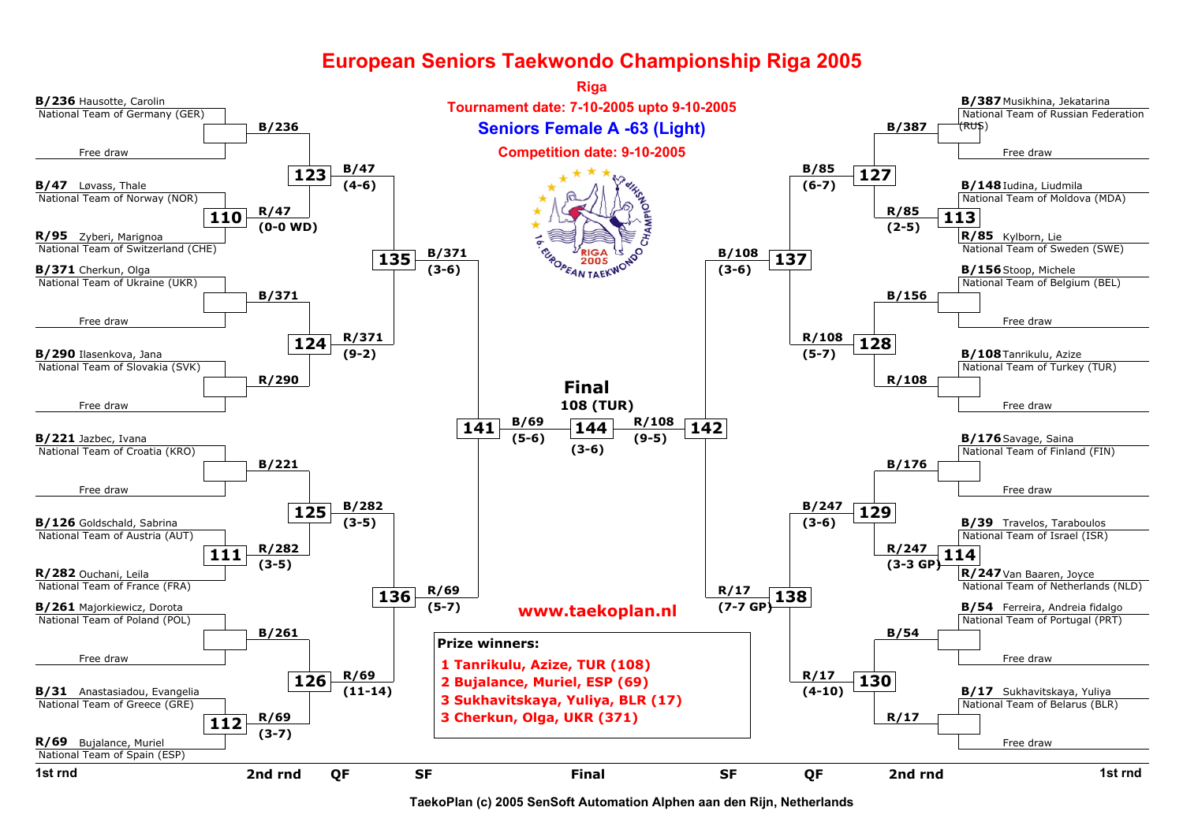# European Seniors Taekwondo Championship Riga 2005

**Riga**

**Tournament date: 7-10-2005 upto 9-10-2005**

## Seniors Female A -63 (Light)

**Competition date: 9-10-2005**

## 1st round (left side)

| Competitor | Team |
|---|---|
| B/236 Hausotte, Carolin | National Team of Germany (GER) |
| Free draw | |
| B/47 Løvass, Thale | National Team of Norway (NOR) |
| R/95 Zyberi, Marignoa | National Team of Switzerland (CHE) |
| B/371 Cherkun, Olga | National Team of Ukraine (UKR) |
| Free draw | |
| B/290 Ilasenkova, Jana | National Team of Slovakia (SVK) |
| Free draw | |
| B/221 Jazbec, Ivana | National Team of Croatia (KRO) |
| Free draw | |
| B/126 Goldschald, Sabrina | National Team of Austria (AUT) |
| R/282 Ouchani, Leila | National Team of France (FRA) |
| B/261 Majorkiewicz, Dorota | National Team of Poland (POL) |
| Free draw | |
| B/31 Anastasiadou, Evangelia | National Team of Greece (GRE) |
| R/69 Bujalance, Muriel | National Team of Spain (ESP) |

## 1st round (right side)

| Competitor | Team |
|---|---|
| B/387 Musikhina, Jekatarina | National Team of Russian Federation (RUS) |
| Free draw | |
| B/148 Iudina, Liudmila | National Team of Moldova (MDA) |
| R/85 Kylborn, Lie | National Team of Sweden (SWE) |
| B/156 Stoop, Michele | National Team of Belgium (BEL) |
| Free draw | |
| B/108 Tanrikulu, Azize | National Team of Turkey (TUR) |
| Free draw | |
| B/176 Savage, Saina | National Team of Finland (FIN) |
| Free draw | |
| B/39 Travelos, Taraboulos | National Team of Israel (ISR) |
| R/247 Van Baaren, Joyce | National Team of Netherlands (NLD) |
| B/54 Ferreira, Andreia fidalgo | National Team of Portugal (PRT) |
| Free draw | |
| B/17 Sukhavitskaya, Yuliya | National Team of Belarus (BLR) |
| Free draw | |

## Matches

| Match | Round | Winner | Score |
|---|---|---|---|
| 110 | 1st rnd | R/47 | (0-0 WD) |
| 111 | 1st rnd | R/282 | (3-5) |
| 112 | 1st rnd | R/69 | (3-7) |
| 113 | 1st rnd | R/85 | (2-5) |
| 114 | 1st rnd | R/247 | (3-3 GP) |
| 123 | 2nd rnd | B/47 | (4-6) |
| 124 | 2nd rnd | R/371 | (9-2) |
| 125 | 2nd rnd | B/282 | (3-5) |
| 126 | 2nd rnd | R/69 | (11-14) |
| 127 | 2nd rnd | B/85 | (6-7) |
| 128 | 2nd rnd | R/108 | (5-7) |
| 129 | 2nd rnd | B/247 | (3-6) |
| 130 | 2nd rnd | R/17 | (4-10) |
| 135 | QF | B/371 | (3-6) |
| 136 | QF | R/69 | (5-7) |
| 137 | QF | B/108 | (3-6) |
| 138 | QF | R/17 | (7-7 GP) |
| 141 | SF | B/69 | (5-6) |
| 142 | SF | R/108 | (9-5) |
| 144 | Final | 108 (TUR) | (3-6) |

2nd round byes: B/236, B/371, R/290, B/221, B/261, B/387, B/156, R/108, B/176, B/54, R/17

**Final**
**108 (TUR)**

www.taekoplan.nl

**Prize winners:**

1. Tanrikulu, Azize, TUR (108)
2. Bujalance, Muriel, ESP (69)
3. Sukhavitskaya, Yuliya, BLR (17)
3. Cherkun, Olga, UKR (371)

1st rnd | 2nd rnd | QF | SF | Final | SF | QF | 2nd rnd | 1st rnd

TaekoPlan (c) 2005 SenSoft Automation Alphen aan den Rijn, Netherlands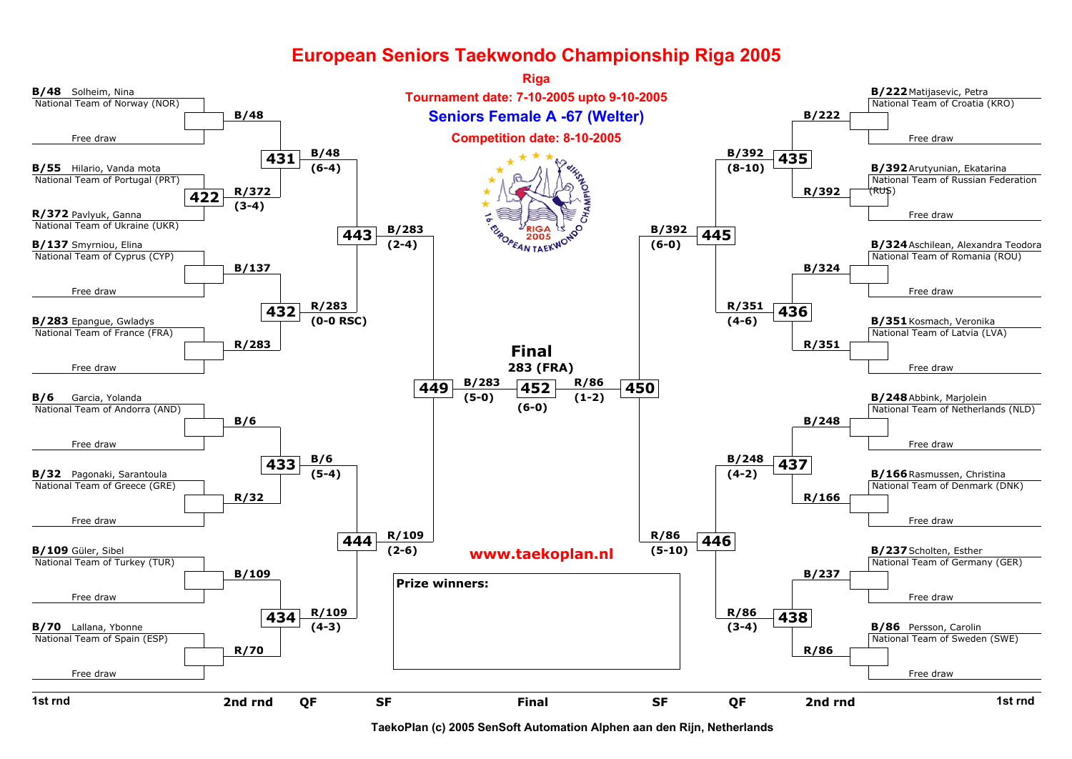# European Seniors Taekwondo Championship Riga 2005

**Riga**

**Tournament date: 7-10-2005 upto 9-10-2005**

## Seniors Female A -67 (Welter)

**Competition date: 8-10-2005**

### Left half

**1st round**

| Code | Name | Team |
|---|---|---|
| B/48 | Solheim, Nina | National Team of Norway (NOR) |
| | Free draw | |
| B/55 | Hilario, Vanda mota | National Team of Portugal (PRT) |
| R/372 | Pavlyuk, Ganna | National Team of Ukraine (UKR) |
| B/137 | Smyrniou, Elina | National Team of Cyprus (CYP) |
| | Free draw | |
| B/283 | Epangue, Gwladys | National Team of France (FRA) |
| | Free draw | |
| B/6 | Garcia, Yolanda | National Team of Andorra (AND) |
| | Free draw | |
| B/32 | Pagonaki, Sarantoula | National Team of Greece (GRE) |
| | Free draw | |
| B/109 | Güler, Sibel | National Team of Turkey (TUR) |
| | Free draw | |
| B/70 | Lallana, Ybonne | National Team of Spain (ESP) |
| | Free draw | |

Match 422: R/372 (3-4)

**2nd round**

- 431: B/48 vs R/372 → B/48 (6-4)
- 432: B/137 vs R/283 → R/283 (0-0 RSC)
- 433: B/6 vs R/32 → B/6 (5-4)
- 434: B/109 vs R/70 → R/109 (4-3)

**QF**

- 443: B/48 vs R/283 → B/283 (2-4)
- 444: B/6 vs R/109 → R/109 (2-6)

**SF**

- 449: B/283 vs R/109 → B/283 (5-0)

### Right half

**1st round**

| Code | Name | Team |
|---|---|---|
| B/222 | Matijasevic, Petra | National Team of Croatia (KRO) |
| | Free draw | |
| B/392 | Arutyunian, Ekatarina | National Team of Russian Federation (RUS) |
| | Free draw | |
| B/324 | Aschilean, Alexandra Teodora | National Team of Romania (ROU) |
| | Free draw | |
| B/351 | Kosmach, Veronika | National Team of Latvia (LVA) |
| | Free draw | |
| B/248 | Abbink, Marjolein | National Team of Netherlands (NLD) |
| | Free draw | |
| B/166 | Rasmussen, Christina | National Team of Denmark (DNK) |
| | Free draw | |
| B/237 | Scholten, Esther | National Team of Germany (GER) |
| | Free draw | |
| B/86 | Persson, Carolin | National Team of Sweden (SWE) |
| | Free draw | |

**2nd round**

- 435: B/222 vs R/392 → B/392 (8-10)
- 436: B/324 vs R/351 → R/351 (4-6)
- 437: B/248 vs R/166 → B/248 (4-2)
- 438: B/237 vs R/86 → R/86 (3-4)

**QF**

- 445: B/392 vs R/351 → B/392 (6-0)
- 446: B/248 vs R/86 → R/86 (5-10)

**SF**

- 450: B/392 vs R/86 → R/86 (1-2)

### Final

**283 (FRA)**

452: B/283 vs R/86 (6-0)

**Prize winners:**

www.taekoplan.nl

TaekoPlan (c) 2005 SenSoft Automation Alphen aan den Rijn, Netherlands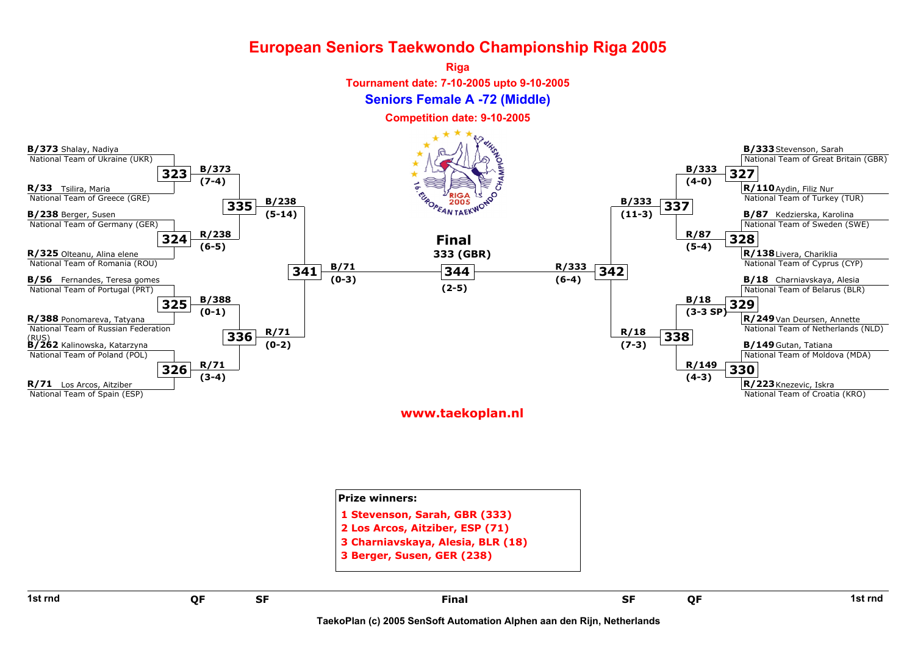# European Seniors Taekwondo Championship Riga 2005

**Riga**

**Tournament date: 7-10-2005 upto 9-10-2005**

## Seniors Female A -72 (Middle)

**Competition date: 9-10-2005**

### 1st round (left side)

| Match | Blue | Red | Winner | Score |
|---|---|---|---|---|
| 323 | B/373 Shalay, Nadiya – National Team of Ukraine (UKR) | R/33 Tsilira, Maria – National Team of Greece (GRE) | B/373 | (7-4) |
| 324 | B/238 Berger, Susen – National Team of Germany (GER) | R/325 Olteanu, Alina elene – National Team of Romania (ROU) | R/238 | (6-5) |
| 325 | B/56 Fernandes, Teresa gomes – National Team of Portugal (PRT) | R/388 Ponomareva, Tatyana – National Team of Russian Federation (RUS) | B/388 | (0-1) |
| 326 | B/262 Kalinowska, Katarzyna – National Team of Poland (POL) | R/71 Los Arcos, Aitziber – National Team of Spain (ESP) | R/71 | (3-4) |

### 1st round (right side)

| Match | Blue | Red | Winner | Score |
|---|---|---|---|---|
| 327 | B/333 Stevenson, Sarah – National Team of Great Britain (GBR) | R/110 Aydin, Filiz Nur – National Team of Turkey (TUR) | B/333 | (4-0) |
| 328 | B/87 Kedzierska, Karolina – National Team of Sweden (SWE) | R/138 Livera, Chariklia – National Team of Cyprus (CYP) | R/87 | (5-4) |
| 329 | B/18 Charniavskaya, Alesia – National Team of Belarus (BLR) | R/249 Van Deursen, Annette – National Team of Netherlands (NLD) | B/18 | (3-3 SP) |
| 330 | B/149 Gutan, Tatiana – National Team of Moldova (MDA) | R/223 Knezevic, Iskra – National Team of Croatia (KRO) | R/149 | (4-3) |

### Quarterfinals

| Match | Winner | Score |
|---|---|---|
| 335 | B/238 | (5-14) |
| 336 | R/71 | (0-2) |
| 337 | B/333 | (11-3) |
| 338 | R/18 | (7-3) |

### Semifinals

| Match | Winner | Score |
|---|---|---|
| 341 | B/71 | (0-3) |
| 342 | R/333 | (6-4) |

### Final

| Match | Winner | Score |
|---|---|---|
| 344 | 333 (GBR) | (2-5) |

www.taekoplan.nl

**Prize winners:**

1 Stevenson, Sarah, GBR (333)
2 Los Arcos, Aitziber, ESP (71)
3 Charniavskaya, Alesia, BLR (18)
3 Berger, Susen, GER (238)

1st rnd | QF | SF | Final | SF | QF | 1st rnd

TaekoPlan (c) 2005 SenSoft Automation Alphen aan den Rijn, Netherlands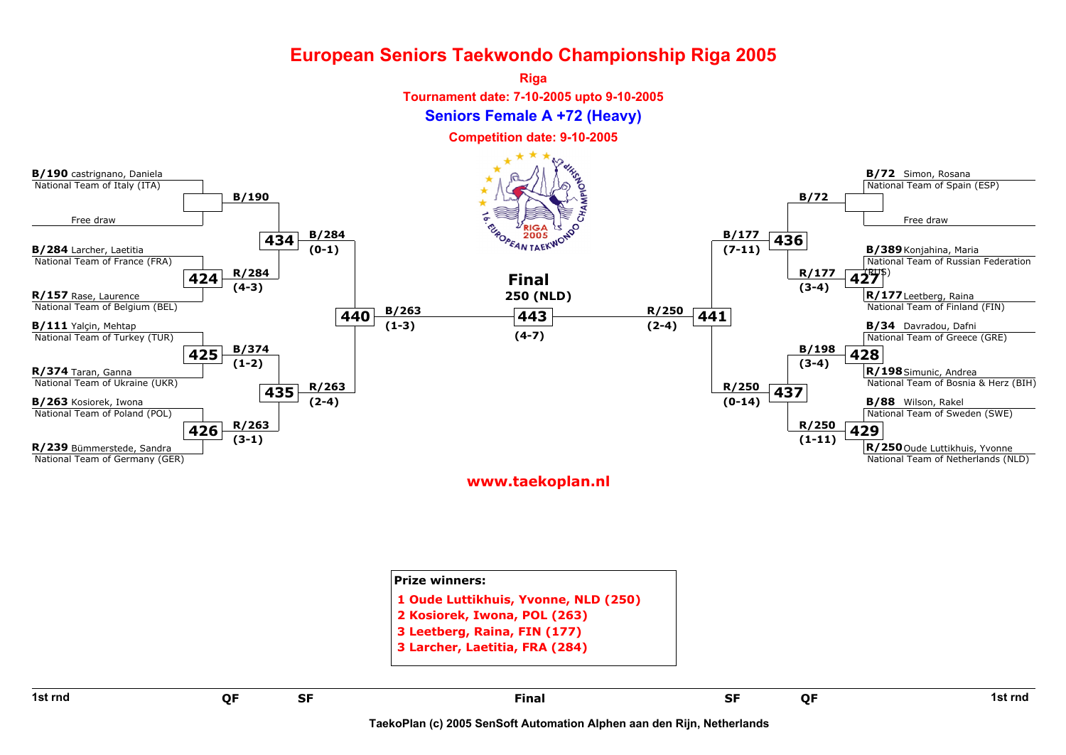# European Seniors Taekwondo Championship Riga 2005

**Riga**

**Tournament date: 7-10-2005 upto 9-10-2005**

## Seniors Female A +72 (Heavy)

**Competition date: 9-10-2005**

**B/190** castrignano, Daniela
National Team of Italy (ITA)

Free draw

**B/190**

**434**

**B/284** Larcher, Laetitia
National Team of France (FRA)

**424**

**R/284**
**(4-3)**

**R/157** Rase, Laurence
National Team of Belgium (BEL)

**B/284**
**(0-1)**

**B/111** Yalçin, Mehtap
National Team of Turkey (TUR)

**425**

**B/374**
**(1-2)**

**R/374** Taran, Ganna
National Team of Ukraine (UKR)

**435**

**R/263**
**(2-4)**

**B/263** Kosiorek, Iwona
National Team of Poland (POL)

**426**

**R/263**
**(3-1)**

**R/239** Bümmerstede, Sandra
National Team of Germany (GER)

**440**

**B/263**
**(1-3)**

**Final**
**250 (NLD)**

**443**

**(4-7)**

**R/250**
**(2-4)**

**441**

**B/72** Simon, Rosana
National Team of Spain (ESP)

Free draw

**B/72**

**436**

**B/177**
**(7-11)**

**B/389** Konjahina, Maria
National Team of Russian Federation (RUS)

**427**

**R/177**
**(3-4)**

**R/177** Leetberg, Raina
National Team of Finland (FIN)

**B/34** Davradou, Dafni
National Team of Greece (GRE)

**428**

**B/198**
**(3-4)**

**R/198** Simunic, Andrea
National Team of Bosnia & Herz (BIH)

**437**

**R/250**
**(0-14)**

**B/88** Wilson, Rakel
National Team of Sweden (SWE)

**429**

**R/250**
**(1-11)**

**R/250** Oude Luttikhuis, Yvonne
National Team of Netherlands (NLD)

www.taekoplan.nl

**Prize winners:**

1. Oude Luttikhuis, Yvonne, NLD (250)
2. Kosiorek, Iwona, POL (263)
3. Leetberg, Raina, FIN (177)
3. Larcher, Laetitia, FRA (284)

1st rnd | QF | SF | Final | SF | QF | 1st rnd

TaekoPlan (c) 2005 SenSoft Automation Alphen aan den Rijn, Netherlands